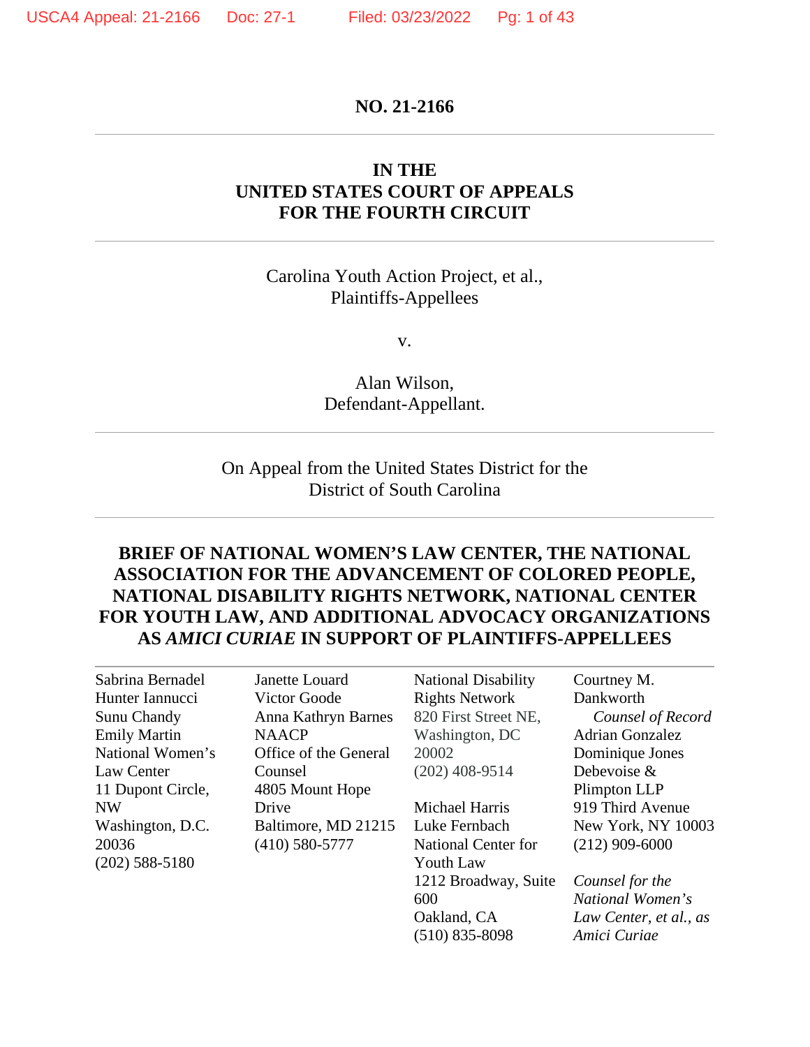**NO. 21-2166**

---

**IN THE**
**UNITED STATES COURT OF APPEALS**
**FOR THE FOURTH CIRCUIT**

---

Carolina Youth Action Project, et al.,
Plaintiffs-Appellees

v.

Alan Wilson,
Defendant-Appellant.

---

On Appeal from the United States District for the
District of South Carolina

---

**BRIEF OF NATIONAL WOMEN'S LAW CENTER, THE NATIONAL ASSOCIATION FOR THE ADVANCEMENT OF COLORED PEOPLE, NATIONAL DISABILITY RIGHTS NETWORK, NATIONAL CENTER FOR YOUTH LAW, AND ADDITIONAL ADVOCACY ORGANIZATIONS AS *AMICI CURIAE* IN SUPPORT OF PLAINTIFFS-APPELLEES**

---

Sabrina Bernadel
Hunter Iannucci
Sunu Chandy
Emily Martin
National Women's Law Center
11 Dupont Circle, NW
Washington, D.C. 20036
(202) 588-5180

Janette Louard
Victor Goode
Anna Kathryn Barnes
NAACP
Office of the General Counsel
4805 Mount Hope Drive
Baltimore, MD 21215
(410) 580-5777

National Disability Rights Network
820 First Street NE,
Washington, DC 20002
(202) 408-9514

Michael Harris
Luke Fernbach
National Center for Youth Law
1212 Broadway, Suite 600
Oakland, CA
(510) 835-8098

Courtney M. Dankworth
*Counsel of Record*
Adrian Gonzalez
Dominique Jones
Debevoise & Plimpton LLP
919 Third Avenue
New York, NY 10003
(212) 909-6000

*Counsel for the National Women's Law Center, et al., as Amici Curiae*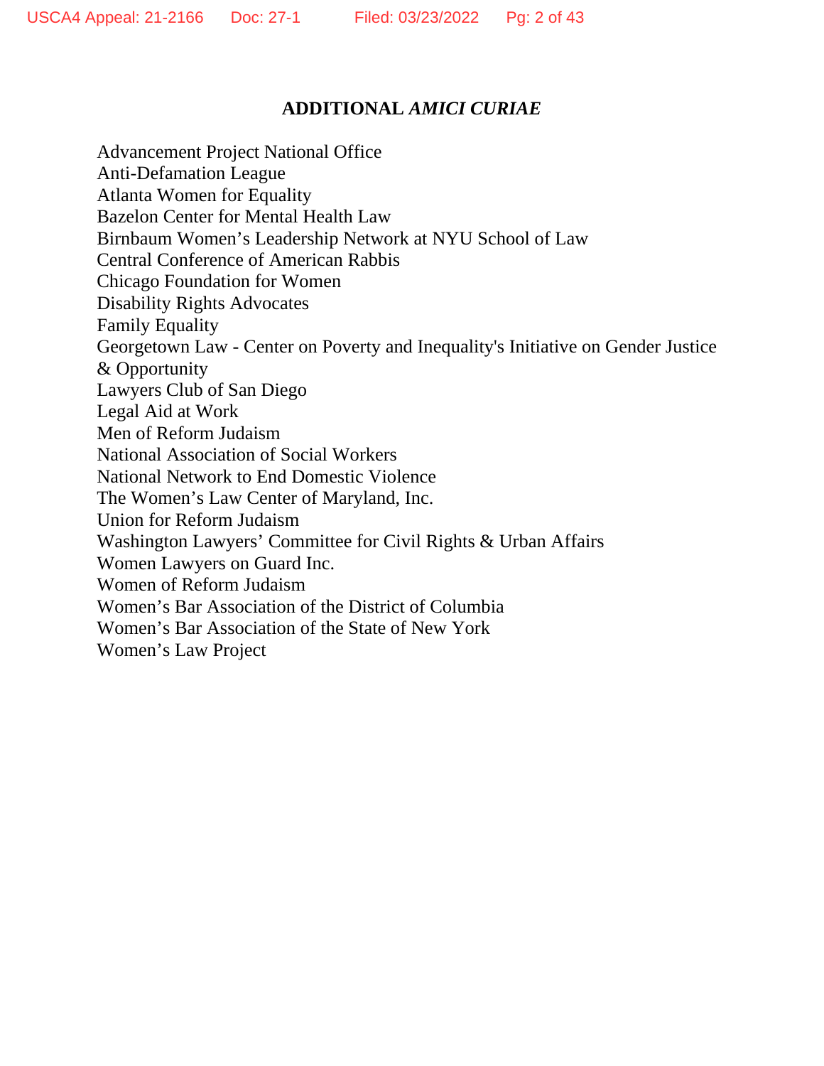## ADDITIONAL *AMICI CURIAE*

Advancement Project National Office
Anti-Defamation League
Atlanta Women for Equality
Bazelon Center for Mental Health Law
Birnbaum Women's Leadership Network at NYU School of Law
Central Conference of American Rabbis
Chicago Foundation for Women
Disability Rights Advocates
Family Equality
Georgetown Law - Center on Poverty and Inequality's Initiative on Gender Justice & Opportunity
Lawyers Club of San Diego
Legal Aid at Work
Men of Reform Judaism
National Association of Social Workers
National Network to End Domestic Violence
The Women's Law Center of Maryland, Inc.
Union for Reform Judaism
Washington Lawyers' Committee for Civil Rights & Urban Affairs
Women Lawyers on Guard Inc.
Women of Reform Judaism
Women's Bar Association of the District of Columbia
Women's Bar Association of the State of New York
Women's Law Project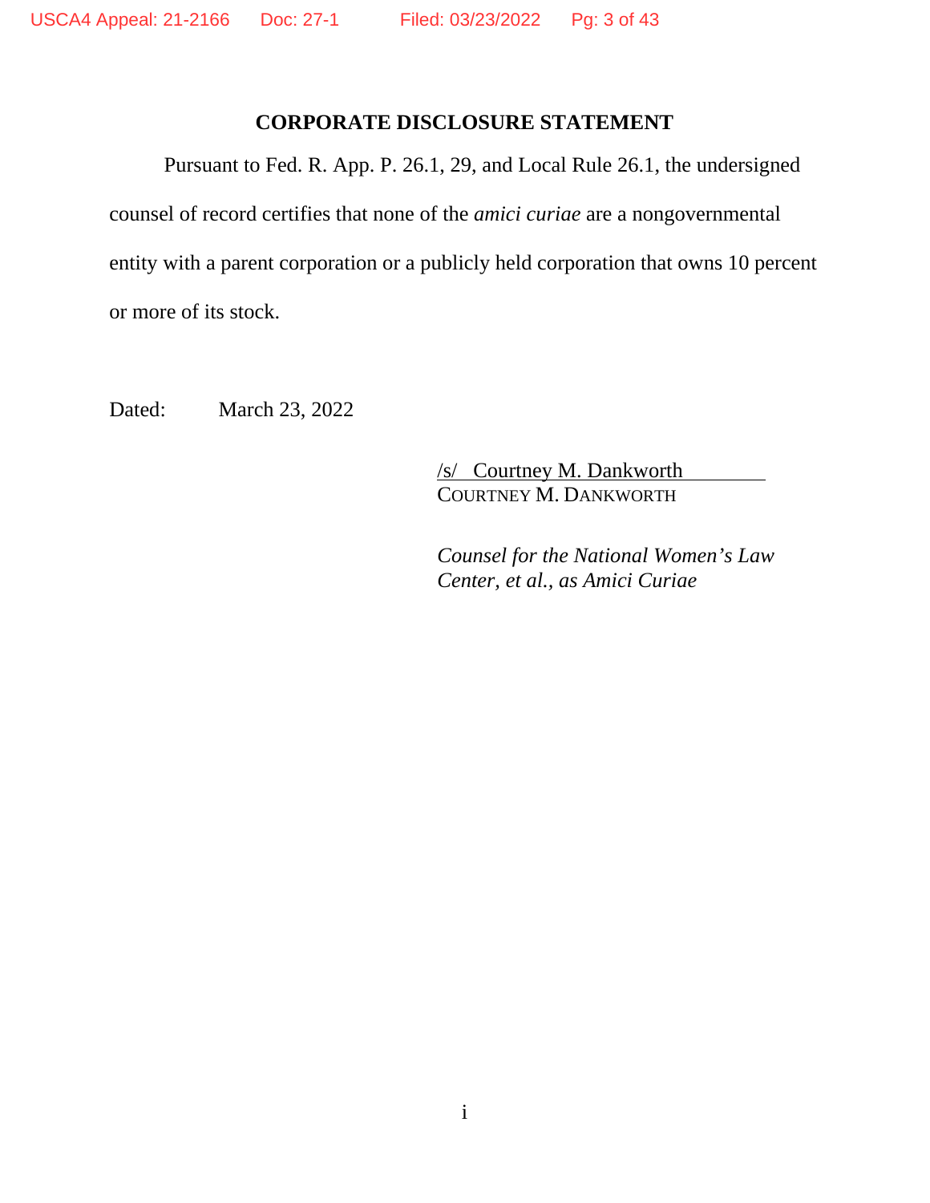## CORPORATE DISCLOSURE STATEMENT

Pursuant to Fed. R. App. P. 26.1, 29, and Local Rule 26.1, the undersigned counsel of record certifies that none of the *amici curiae* are a nongovernmental entity with a parent corporation or a publicly held corporation that owns 10 percent or more of its stock.

Dated: March 23, 2022

/s/ Courtney M. Dankworth
COURTNEY M. DANKWORTH

*Counsel for the National Women's Law Center, et al., as Amici Curiae*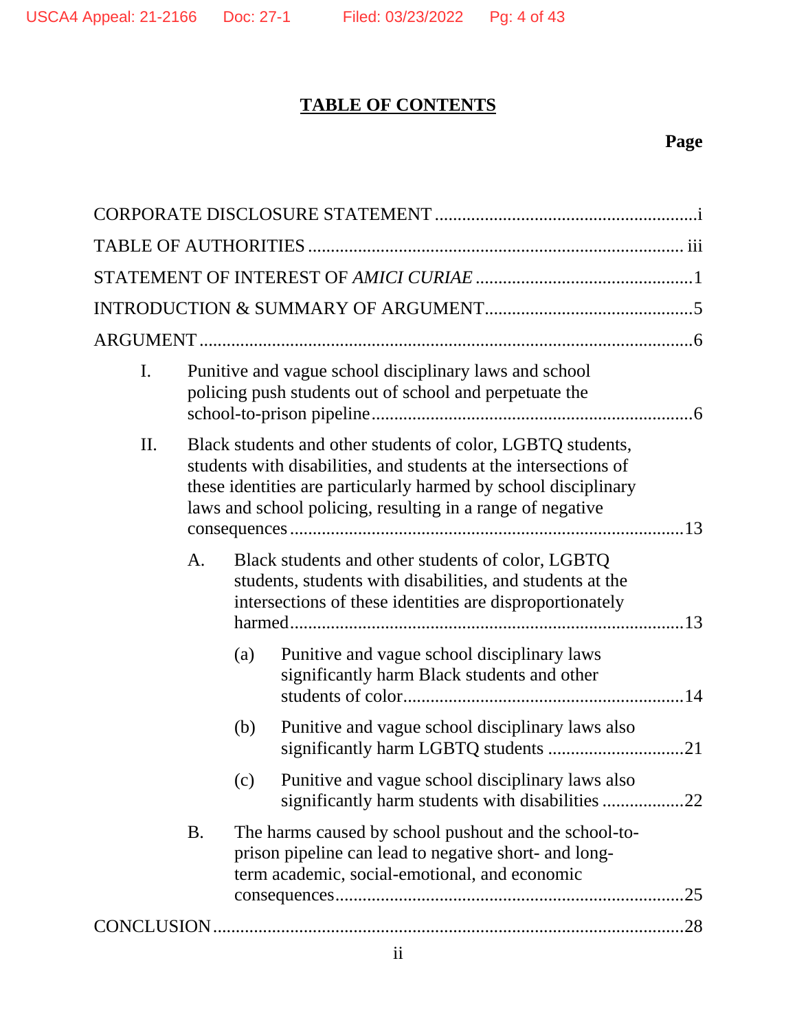## TABLE OF CONTENTS

**Page**

CORPORATE DISCLOSURE STATEMENT .......................................................i

TABLE OF AUTHORITIES ................................................................................ iii

STATEMENT OF INTEREST OF *AMICI CURIAE* ...............................................1

INTRODUCTION & SUMMARY OF ARGUMENT.............................................5

ARGUMENT ..........................................................................................................6

- I. Punitive and vague school disciplinary laws and school policing push students out of school and perpetuate the school-to-prison pipeline .....................................................................6
- II. Black students and other students of color, LGBTQ students, students with disabilities, and students at the intersections of these identities are particularly harmed by school disciplinary laws and school policing, resulting in a range of negative consequences ....................................................................................13
  - A. Black students and other students of color, LGBTQ students, students with disabilities, and students at the intersections of these identities are disproportionately harmed....................................................................................13
    - (a) Punitive and vague school disciplinary laws significantly harm Black students and other students of color.............................................................14
    - (b) Punitive and vague school disciplinary laws also significantly harm LGBTQ students .............................21
    - (c) Punitive and vague school disciplinary laws also significantly harm students with disabilities ..................22
  - B. The harms caused by school pushout and the school-to-prison pipeline can lead to negative short- and long-term academic, social-emotional, and economic consequences..........................................................................25

CONCLUSION .....................................................................................................28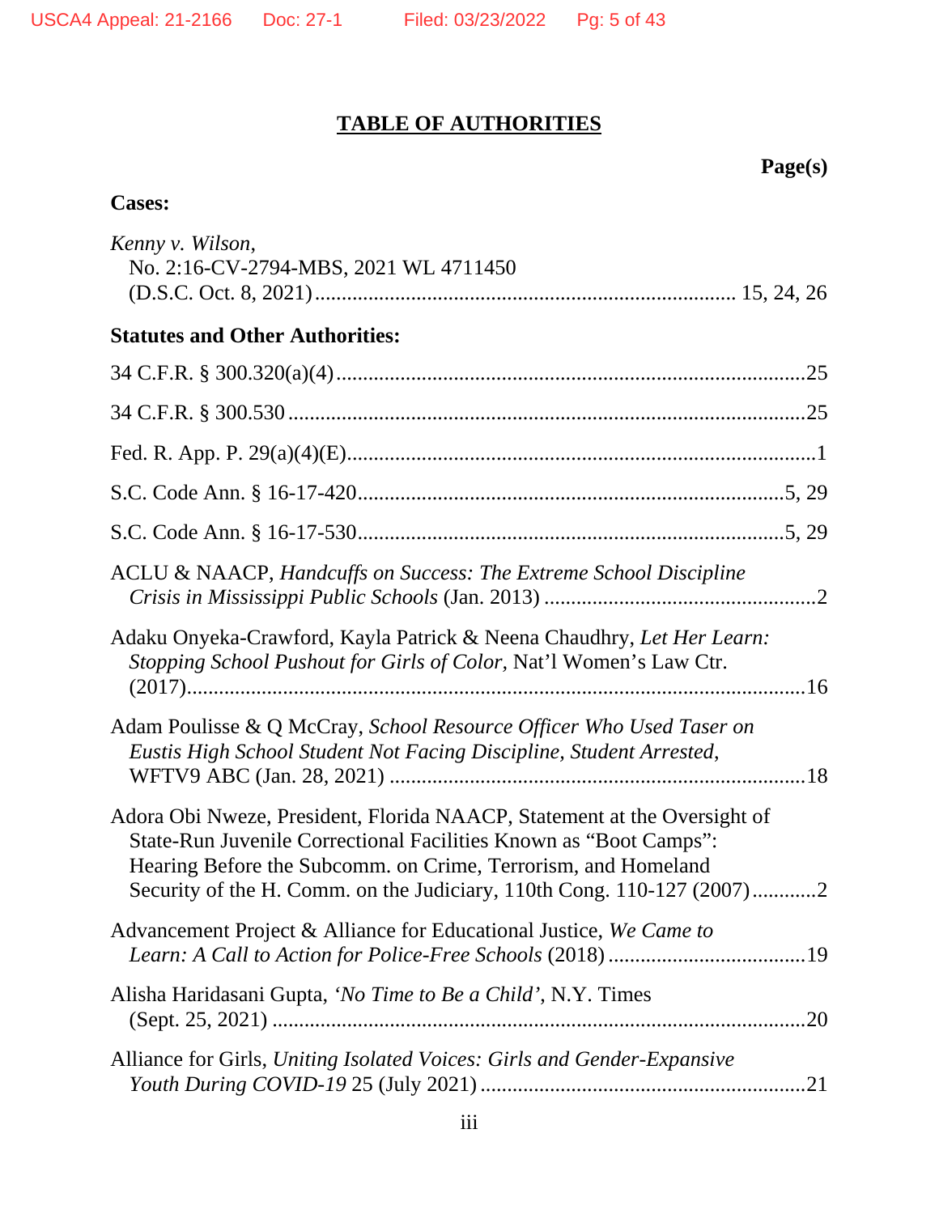## TABLE OF AUTHORITIES

**Page(s)**

**Cases:**

*Kenny v. Wilson*,
No. 2:16-CV-2794-MBS, 2021 WL 4711450
(D.S.C. Oct. 8, 2021) .......... 15, 24, 26

**Statutes and Other Authorities:**

34 C.F.R. § 300.320(a)(4) .......... 25

34 C.F.R. § 300.530 .......... 25

Fed. R. App. P. 29(a)(4)(E) .......... 1

S.C. Code Ann. § 16-17-420 .......... 5, 29

S.C. Code Ann. § 16-17-530 .......... 5, 29

ACLU & NAACP, *Handcuffs on Success: The Extreme School Discipline Crisis in Mississippi Public Schools* (Jan. 2013) .......... 2

Adaku Onyeka-Crawford, Kayla Patrick & Neena Chaudhry, *Let Her Learn: Stopping School Pushout for Girls of Color*, Nat'l Women's Law Ctr. (2017) .......... 16

Adam Poulisse & Q McCray, *School Resource Officer Who Used Taser on Eustis High School Student Not Facing Discipline, Student Arrested*, WFTV9 ABC (Jan. 28, 2021) .......... 18

Adora Obi Nweze, President, Florida NAACP, Statement at the Oversight of State-Run Juvenile Correctional Facilities Known as "Boot Camps": Hearing Before the Subcomm. on Crime, Terrorism, and Homeland Security of the H. Comm. on the Judiciary, 110th Cong. 110-127 (2007) .......... 2

Advancement Project & Alliance for Educational Justice, *We Came to Learn: A Call to Action for Police-Free Schools* (2018) .......... 19

Alisha Haridasani Gupta, '*No Time to Be a Child'*, N.Y. Times (Sept. 25, 2021) .......... 20

Alliance for Girls, *Uniting Isolated Voices: Girls and Gender-Expansive Youth During COVID-19* 25 (July 2021) .......... 21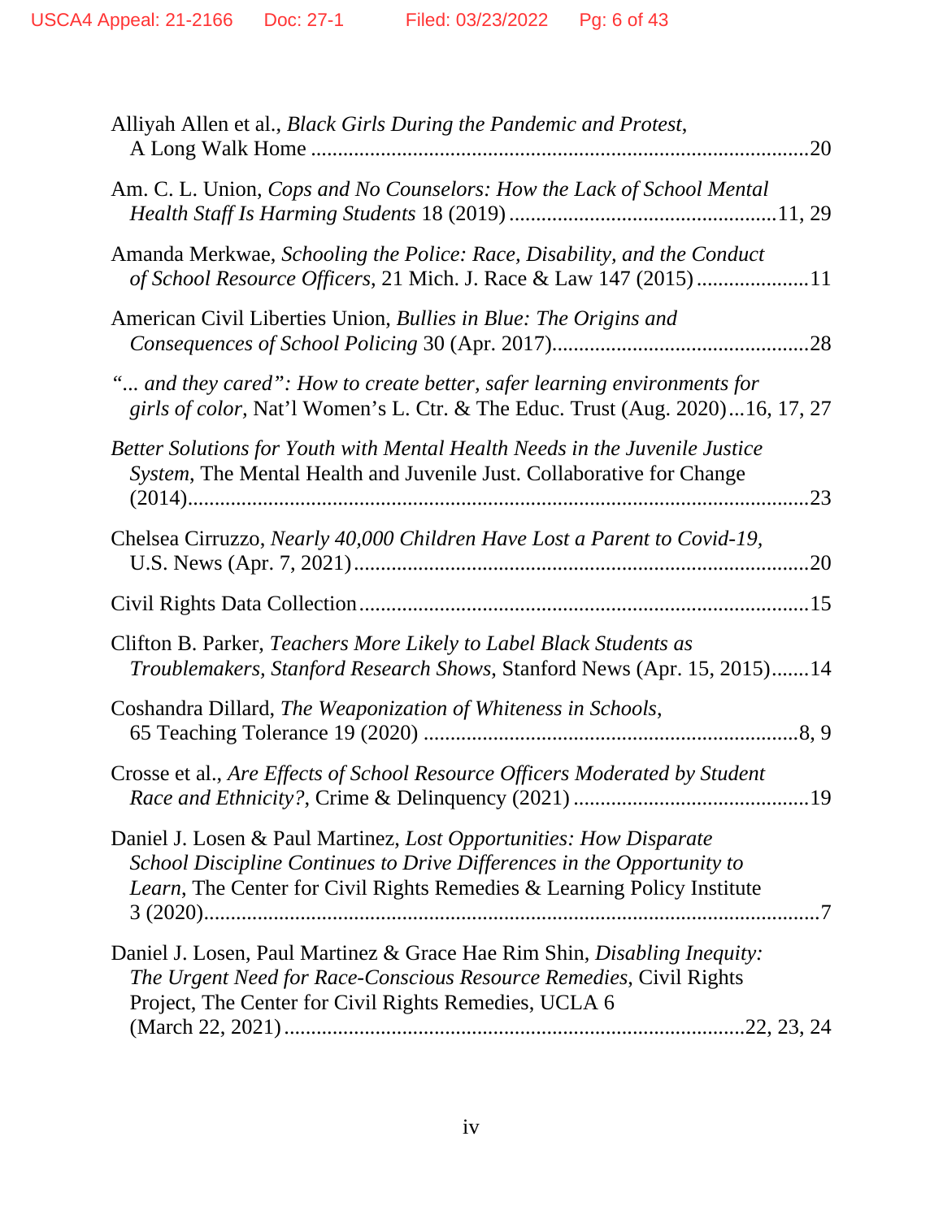Alliyah Allen et al., *Black Girls During the Pandemic and Protest*, A Long Walk Home ............................................................................................20

Am. C. L. Union, *Cops and No Counselors: How the Lack of School Mental Health Staff Is Harming Students* 18 (2019) .................................................11, 29

Amanda Merkwae, *Schooling the Police: Race, Disability, and the Conduct of School Resource Officers*, 21 Mich. J. Race & Law 147 (2015) .....................11

American Civil Liberties Union, *Bullies in Blue: The Origins and Consequences of School Policing* 30 (Apr. 2017)................................................28

*"... and they cared": How to create better, safer learning environments for girls of color*, Nat'l Women's L. Ctr. & The Educ. Trust (Aug. 2020)...16, 17, 27

*Better Solutions for Youth with Mental Health Needs in the Juvenile Justice System*, The Mental Health and Juvenile Just. Collaborative for Change (2014)....................................................................................................23

Chelsea Cirruzzo, *Nearly 40,000 Children Have Lost a Parent to Covid-19*, U.S. News (Apr. 7, 2021).....................................................................................20

Civil Rights Data Collection...................................................................................15

Clifton B. Parker, *Teachers More Likely to Label Black Students as Troublemakers, Stanford Research Shows*, Stanford News (Apr. 15, 2015).......14

Coshandra Dillard, *The Weaponization of Whiteness in Schools*, 65 Teaching Tolerance 19 (2020) .....................................................................8, 9

Crosse et al., *Are Effects of School Resource Officers Moderated by Student Race and Ethnicity?*, Crime & Delinquency (2021) ............................................19

Daniel J. Losen & Paul Martinez, *Lost Opportunities: How Disparate School Discipline Continues to Drive Differences in the Opportunity to Learn*, The Center for Civil Rights Remedies & Learning Policy Institute 3 (2020)...................................................................................................................7

Daniel J. Losen, Paul Martinez & Grace Hae Rim Shin, *Disabling Inequity: The Urgent Need for Race-Conscious Resource Remedies*, Civil Rights Project, The Center for Civil Rights Remedies, UCLA 6 (March 22, 2021) ....................................................................................22, 23, 24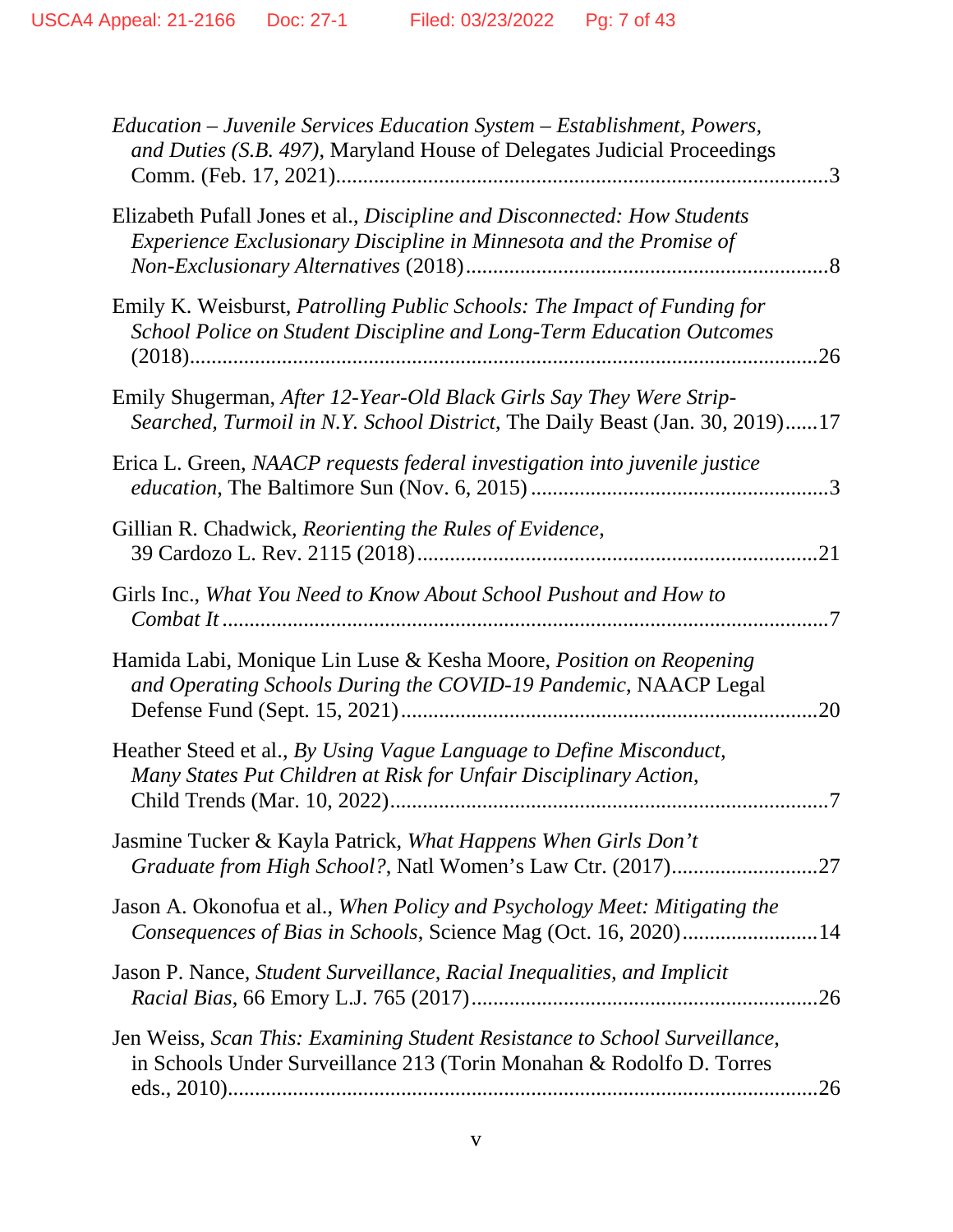*Education – Juvenile Services Education System – Establishment, Powers, and Duties (S.B. 497)*, Maryland House of Delegates Judicial Proceedings Comm. (Feb. 17, 2021)...........................................................................................3

Elizabeth Pufall Jones et al., *Discipline and Disconnected: How Students Experience Exclusionary Discipline in Minnesota and the Promise of Non-Exclusionary Alternatives* (2018)..................................................................8

Emily K. Weisburst, *Patrolling Public Schools: The Impact of Funding for School Police on Student Discipline and Long-Term Education Outcomes* (2018).......................................................................................................26

Emily Shugerman, *After 12-Year-Old Black Girls Say They Were Strip-Searched, Turmoil in N.Y. School District*, The Daily Beast (Jan. 30, 2019)......17

Erica L. Green, *NAACP requests federal investigation into juvenile justice education*, The Baltimore Sun (Nov. 6, 2015).......................................................3

Gillian R. Chadwick, *Reorienting the Rules of Evidence*, 39 Cardozo L. Rev. 2115 (2018)..........................................................................21

Girls Inc., *What You Need to Know About School Pushout and How to Combat It*.............................................................................................................7

Hamida Labi, Monique Lin Luse & Kesha Moore, *Position on Reopening and Operating Schools During the COVID-19 Pandemic*, NAACP Legal Defense Fund (Sept. 15, 2021)..............................................................................20

Heather Steed et al., *By Using Vague Language to Define Misconduct, Many States Put Children at Risk for Unfair Disciplinary Action*, Child Trends (Mar. 10, 2022).................................................................................7

Jasmine Tucker & Kayla Patrick, *What Happens When Girls Don't Graduate from High School?*, Natl Women's Law Ctr. (2017)...........................27

Jason A. Okonofua et al., *When Policy and Psychology Meet: Mitigating the Consequences of Bias in Schools*, Science Mag (Oct. 16, 2020).........................14

Jason P. Nance, *Student Surveillance, Racial Inequalities, and Implicit Racial Bias*, 66 Emory L.J. 765 (2017)................................................................26

Jen Weiss, *Scan This: Examining Student Resistance to School Surveillance*, in Schools Under Surveillance 213 (Torin Monahan & Rodolfo D. Torres eds., 2010)............................................................................................................26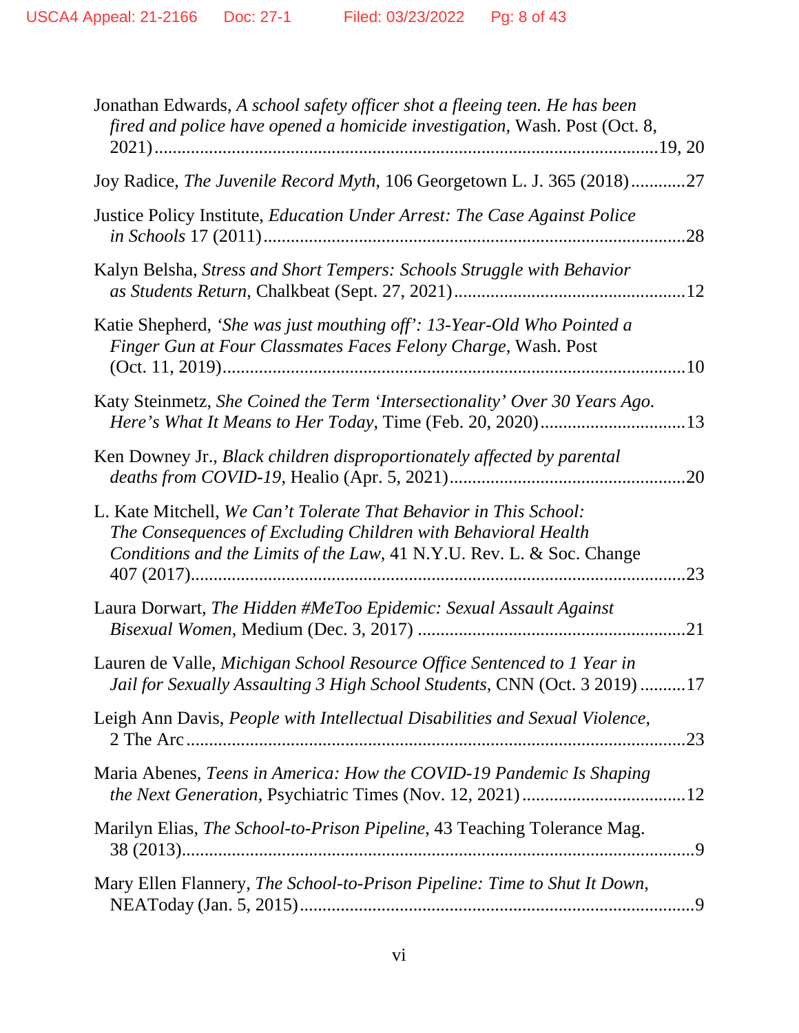Jonathan Edwards, *A school safety officer shot a fleeing teen. He has been fired and police have opened a homicide investigation*, Wash. Post (Oct. 8, 2021)...........................................................................................................19, 20

Joy Radice, *The Juvenile Record Myth*, 106 Georgetown L. J. 365 (2018)............27

Justice Policy Institute, *Education Under Arrest: The Case Against Police in Schools* 17 (2011)...........................................................................................28

Kalyn Belsha, *Stress and Short Tempers: Schools Struggle with Behavior as Students Return*, Chalkbeat (Sept. 27, 2021).................................................12

Katie Shepherd, *'She was just mouthing off': 13-Year-Old Who Pointed a Finger Gun at Four Classmates Faces Felony Charge*, Wash. Post (Oct. 11, 2019)...................................................................................................10

Katy Steinmetz, *She Coined the Term 'Intersectionality' Over 30 Years Ago. Here's What It Means to Her Today*, Time (Feb. 20, 2020)................................13

Ken Downey Jr., *Black children disproportionately affected by parental deaths from COVID-19*, Healio (Apr. 5, 2021)...................................................20

L. Kate Mitchell, *We Can't Tolerate That Behavior in This School: The Consequences of Excluding Children with Behavioral Health Conditions and the Limits of the Law*, 41 N.Y.U. Rev. L. & Soc. Change 407 (2017)...........................................................................................................23

Laura Dorwart, *The Hidden #MeToo Epidemic: Sexual Assault Against Bisexual Women*, Medium (Dec. 3, 2017) ..........................................................21

Lauren de Valle, *Michigan School Resource Office Sentenced to 1 Year in Jail for Sexually Assaulting 3 High School Students*, CNN (Oct. 3 2019) ..........17

Leigh Ann Davis, *People with Intellectual Disabilities and Sexual Violence*, 2 The Arc...........................................................................................................23

Maria Abenes, *Teens in America: How the COVID-19 Pandemic Is Shaping the Next Generation*, Psychiatric Times (Nov. 12, 2021)...................................12

Marilyn Elias, *The School-to-Prison Pipeline*, 43 Teaching Tolerance Mag. 38 (2013)...............................................................................................................9

Mary Ellen Flannery, *The School-to-Prison Pipeline: Time to Shut It Down*, NEAToday (Jan. 5, 2015)....................................................................................9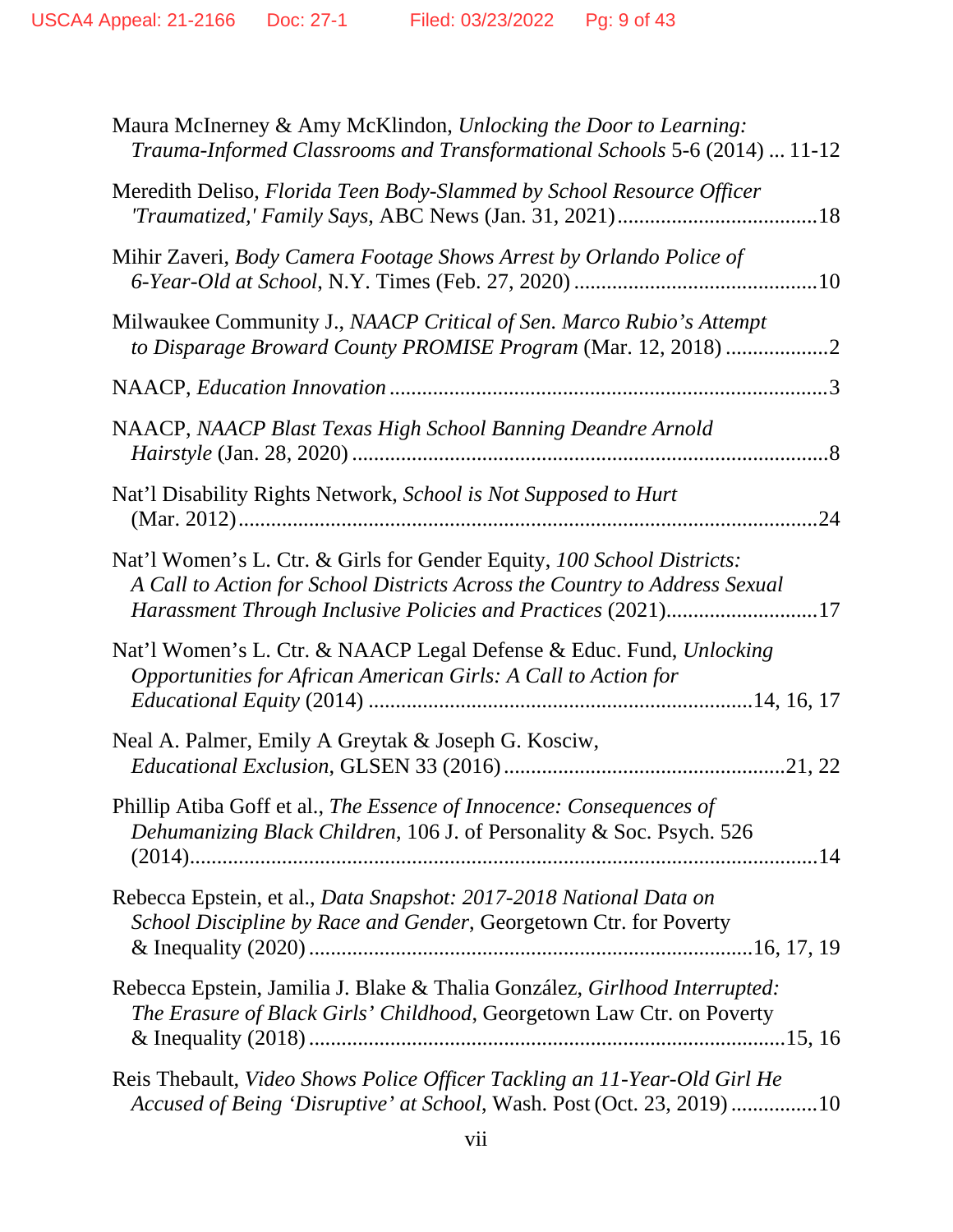Maura McInerney & Amy McKlindon, *Unlocking the Door to Learning: Trauma-Informed Classrooms and Transformational Schools* 5-6 (2014) ... 11-12

Meredith Deliso, *Florida Teen Body-Slammed by School Resource Officer 'Traumatized,' Family Says*, ABC News (Jan. 31, 2021) ....................................18

Mihir Zaveri, *Body Camera Footage Shows Arrest by Orlando Police of 6-Year-Old at School*, N.Y. Times (Feb. 27, 2020) ............................................10

Milwaukee Community J., *NAACP Critical of Sen. Marco Rubio's Attempt to Disparage Broward County PROMISE Program* (Mar. 12, 2018) ..................2

NAACP, *Education Innovation* ................................................................................3

NAACP, *NAACP Blast Texas High School Banning Deandre Arnold Hairstyle* (Jan. 28, 2020) .......................................................................................8

Nat'l Disability Rights Network, *School is Not Supposed to Hurt* (Mar. 2012).........................................................................................................24

Nat'l Women's L. Ctr. & Girls for Gender Equity, *100 School Districts: A Call to Action for School Districts Across the Country to Address Sexual Harassment Through Inclusive Policies and Practices* (2021)...........................17

Nat'l Women's L. Ctr. & NAACP Legal Defense & Educ. Fund, *Unlocking Opportunities for African American Girls: A Call to Action for Educational Equity* (2014) .....................................................................14, 16, 17

Neal A. Palmer, Emily A Greytak & Joseph G. Kosciw, *Educational Exclusion*, GLSEN 33 (2016) ...................................................21, 22

Phillip Atiba Goff et al., *The Essence of Innocence: Consequences of Dehumanizing Black Children*, 106 J. of Personality & Soc. Psych. 526 (2014)......................................................................................................................14

Rebecca Epstein, et al., *Data Snapshot: 2017-2018 National Data on School Discipline by Race and Gender*, Georgetown Ctr. for Poverty & Inequality (2020) ................................................................................16, 17, 19

Rebecca Epstein, Jamilia J. Blake & Thalia González, *Girlhood Interrupted: The Erasure of Black Girls' Childhood*, Georgetown Law Ctr. on Poverty & Inequality (2018) .......................................................................................15, 16

Reis Thebault, *Video Shows Police Officer Tackling an 11-Year-Old Girl He Accused of Being 'Disruptive' at School*, Wash. Post (Oct. 23, 2019) ................10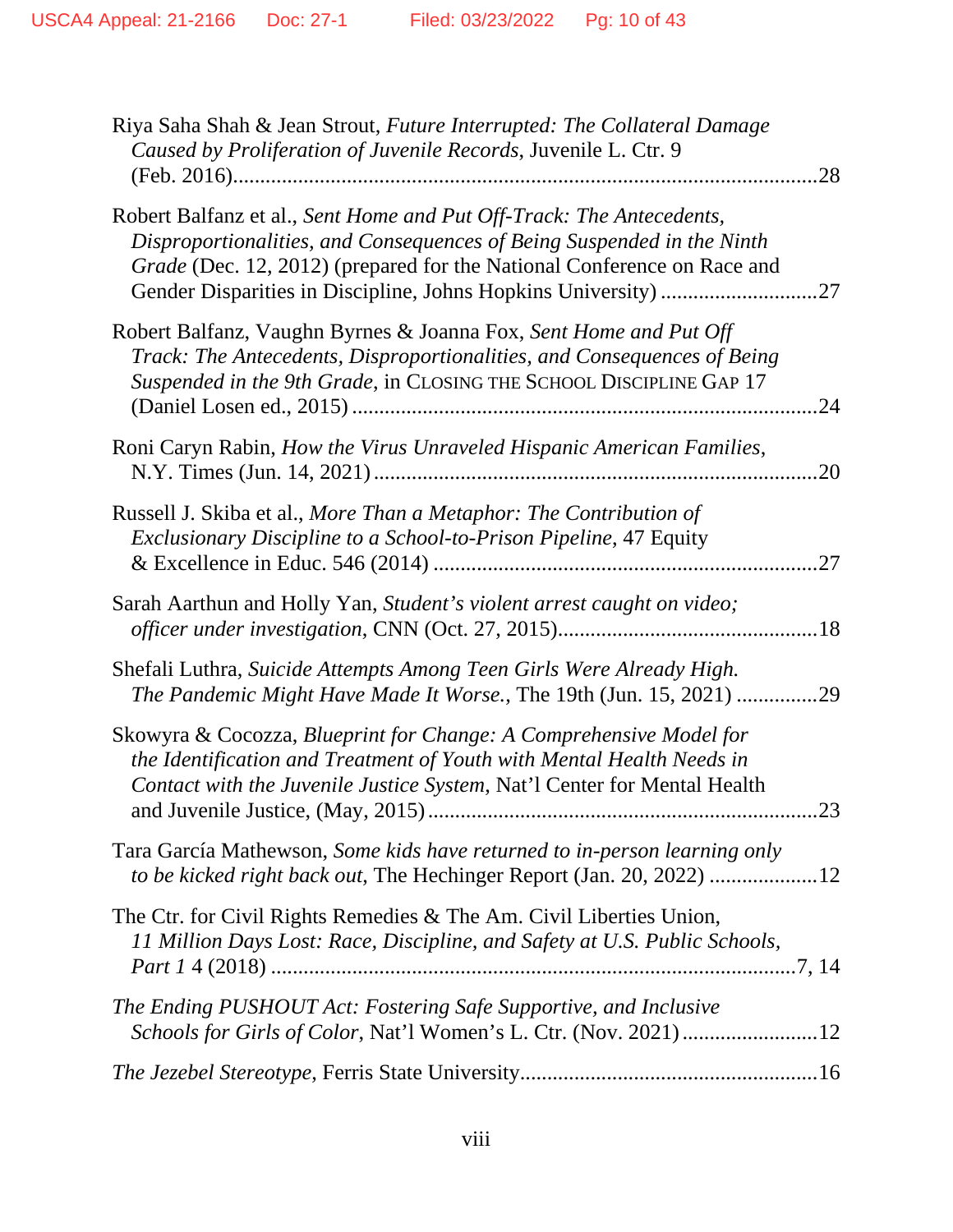Riya Saha Shah & Jean Strout, *Future Interrupted: The Collateral Damage Caused by Proliferation of Juvenile Records*, Juvenile L. Ctr. 9 (Feb. 2016)............................................................................................28

Robert Balfanz et al., *Sent Home and Put Off-Track: The Antecedents, Disproportionalities, and Consequences of Being Suspended in the Ninth Grade* (Dec. 12, 2012) (prepared for the National Conference on Race and Gender Disparities in Discipline, Johns Hopkins University) .............................27

Robert Balfanz, Vaughn Byrnes & Joanna Fox, *Sent Home and Put Off Track: The Antecedents, Disproportionalities, and Consequences of Being Suspended in the 9th Grade*, in CLOSING THE SCHOOL DISCIPLINE GAP 17 (Daniel Losen ed., 2015) ......................................................................................24

Roni Caryn Rabin, *How the Virus Unraveled Hispanic American Families*, N.Y. Times (Jun. 14, 2021) ..................................................................................20

Russell J. Skiba et al., *More Than a Metaphor: The Contribution of Exclusionary Discipline to a School-to-Prison Pipeline*, 47 Equity & Excellence in Educ. 546 (2014) .......................................................................27

Sarah Aarthun and Holly Yan, *Student's violent arrest caught on video; officer under investigation*, CNN (Oct. 27, 2015)................................................18

Shefali Luthra, *Suicide Attempts Among Teen Girls Were Already High. The Pandemic Might Have Made It Worse.*, The 19th (Jun. 15, 2021) ...............29

Skowyra & Cocozza, *Blueprint for Change: A Comprehensive Model for the Identification and Treatment of Youth with Mental Health Needs in Contact with the Juvenile Justice System*, Nat'l Center for Mental Health and Juvenile Justice, (May, 2015) ........................................................................23

Tara García Mathewson, *Some kids have returned to in-person learning only to be kicked right back out*, The Hechinger Report (Jan. 20, 2022) ....................12

The Ctr. for Civil Rights Remedies & The Am. Civil Liberties Union, *11 Million Days Lost: Race, Discipline, and Safety at U.S. Public Schools, Part 1* 4 (2018) ..................................................................................7, 14

*The Ending PUSHOUT Act: Fostering Safe Supportive, and Inclusive Schools for Girls of Color*, Nat'l Women's L. Ctr. (Nov. 2021) .........................12

*The Jezebel Stereotype*, Ferris State University......................................................16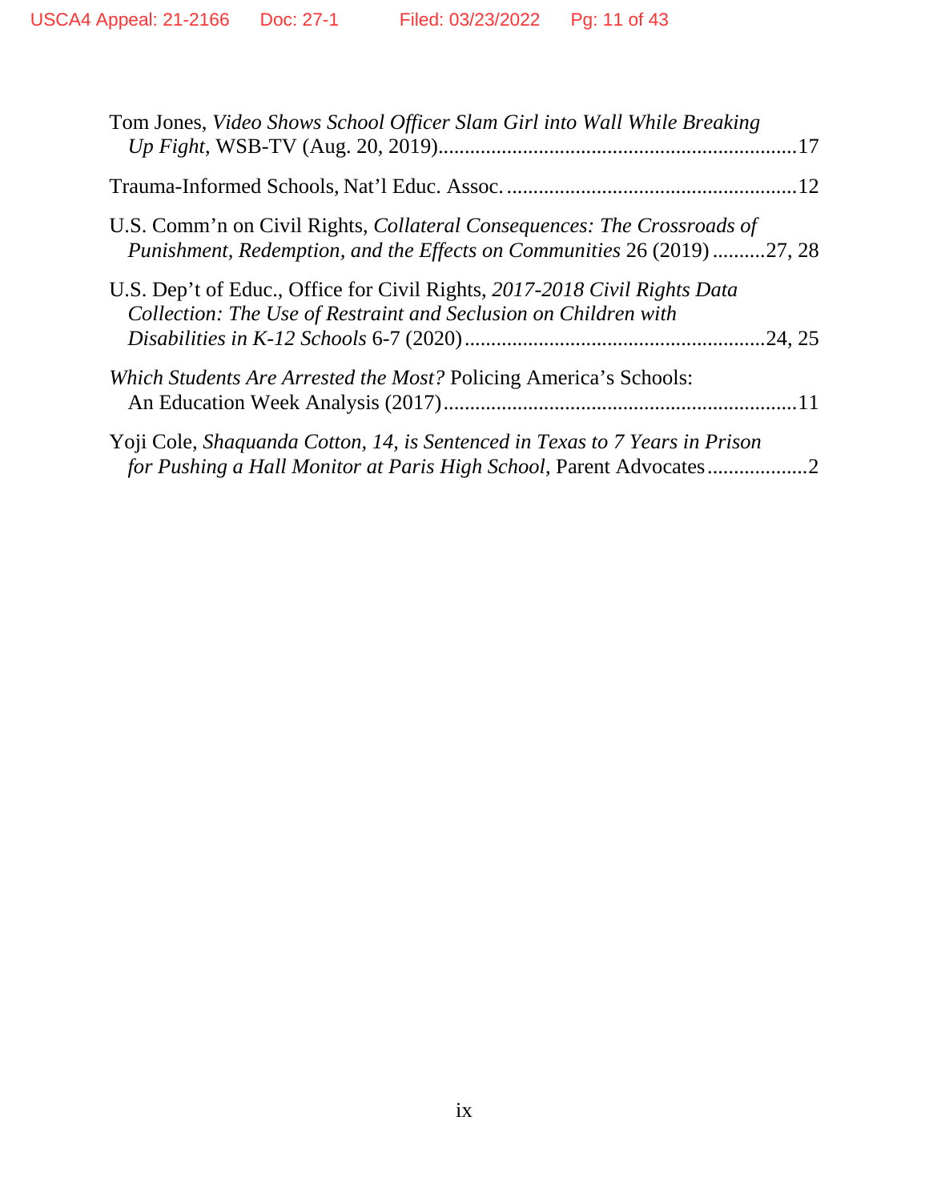Tom Jones, *Video Shows School Officer Slam Girl into Wall While Breaking Up Fight*, WSB-TV (Aug. 20, 2019)....................................................................17

Trauma-Informed Schools, Nat'l Educ. Assoc. .......................................................12

U.S. Comm'n on Civil Rights, *Collateral Consequences: The Crossroads of Punishment, Redemption, and the Effects on Communities* 26 (2019) ..........27, 28

U.S. Dep't of Educ., Office for Civil Rights, *2017-2018 Civil Rights Data Collection: The Use of Restraint and Seclusion on Children with Disabilities in K-12 Schools* 6-7 (2020) ........................................................24, 25

*Which Students Are Arrested the Most?* Policing America's Schools: An Education Week Analysis (2017)...................................................................11

Yoji Cole, *Shaquanda Cotton, 14, is Sentenced in Texas to 7 Years in Prison for Pushing a Hall Monitor at Paris High School*, Parent Advocates...................2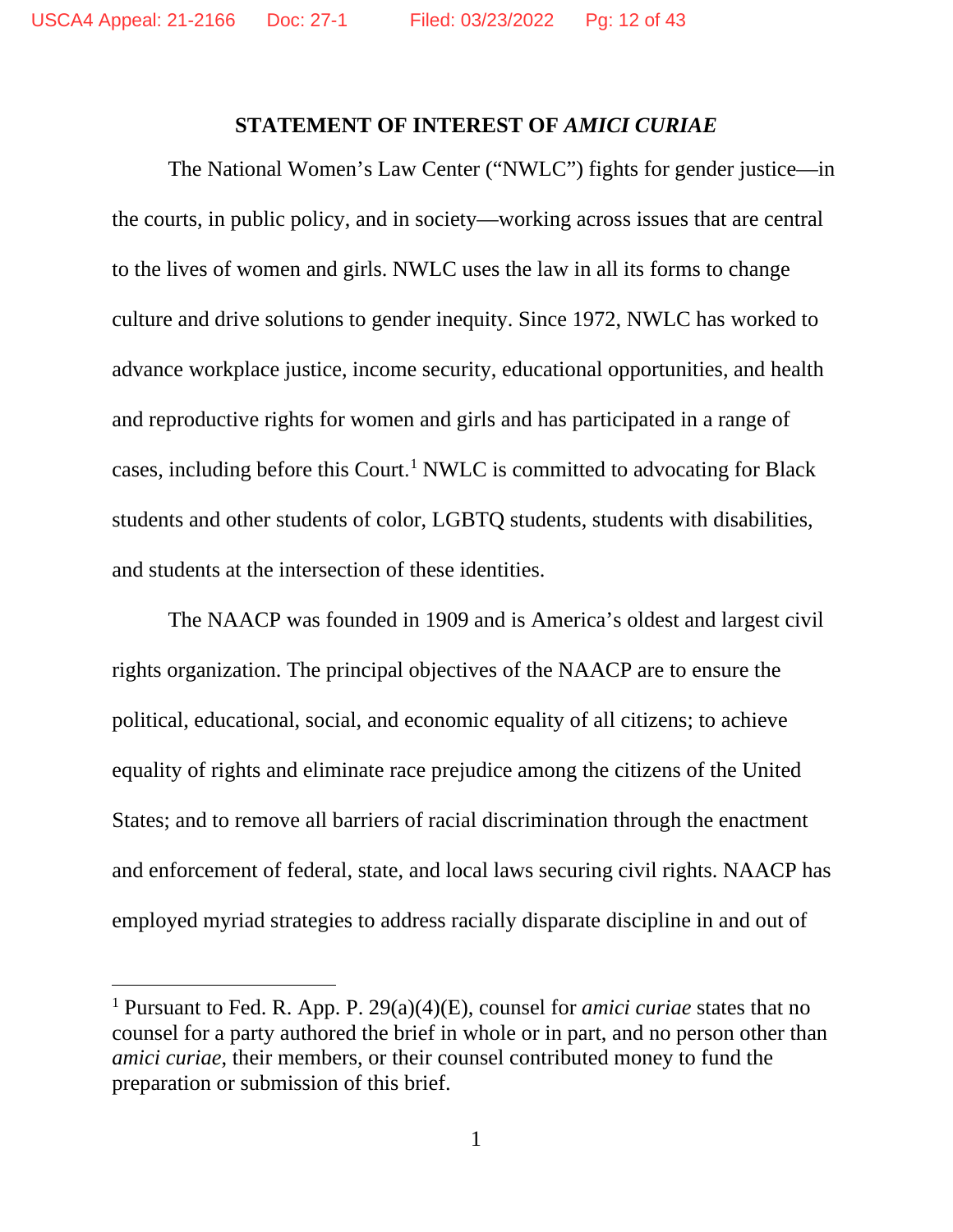## STATEMENT OF INTEREST OF *AMICI CURIAE*

The National Women's Law Center ("NWLC") fights for gender justice—in the courts, in public policy, and in society—working across issues that are central to the lives of women and girls. NWLC uses the law in all its forms to change culture and drive solutions to gender inequity. Since 1972, NWLC has worked to advance workplace justice, income security, educational opportunities, and health and reproductive rights for women and girls and has participated in a range of cases, including before this Court.[1] NWLC is committed to advocating for Black students and other students of color, LGBTQ students, students with disabilities, and students at the intersection of these identities.

The NAACP was founded in 1909 and is America's oldest and largest civil rights organization. The principal objectives of the NAACP are to ensure the political, educational, social, and economic equality of all citizens; to achieve equality of rights and eliminate race prejudice among the citizens of the United States; and to remove all barriers of racial discrimination through the enactment and enforcement of federal, state, and local laws securing civil rights. NAACP has employed myriad strategies to address racially disparate discipline in and out of

---

[1] Pursuant to Fed. R. App. P. 29(a)(4)(E), counsel for *amici curiae* states that no counsel for a party authored the brief in whole or in part, and no person other than *amici curiae*, their members, or their counsel contributed money to fund the preparation or submission of this brief.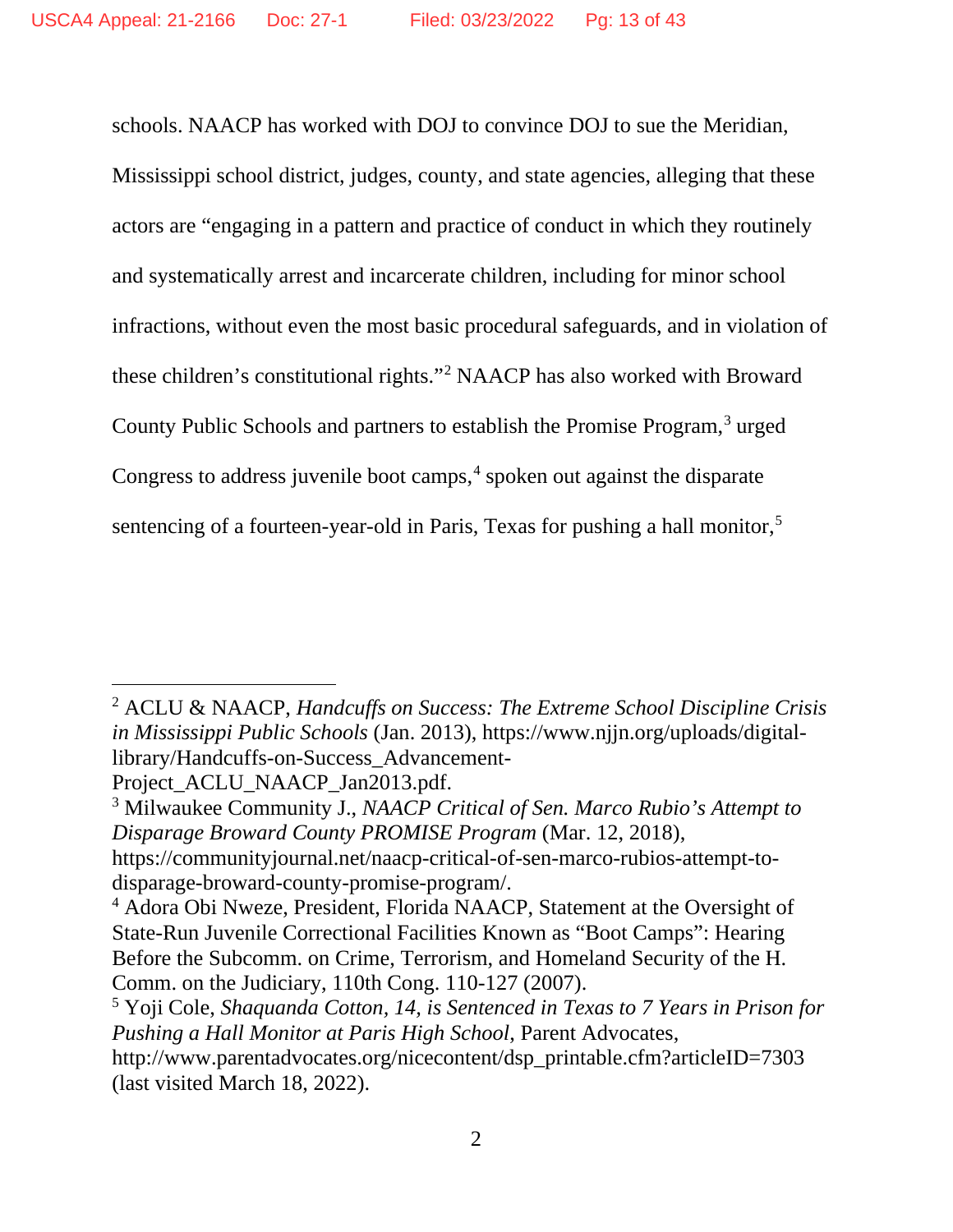schools. NAACP has worked with DOJ to convince DOJ to sue the Meridian, Mississippi school district, judges, county, and state agencies, alleging that these actors are "engaging in a pattern and practice of conduct in which they routinely and systematically arrest and incarcerate children, including for minor school infractions, without even the most basic procedural safeguards, and in violation of these children's constitutional rights."[2] NAACP has also worked with Broward County Public Schools and partners to establish the Promise Program,[3] urged Congress to address juvenile boot camps,[4] spoken out against the disparate sentencing of a fourteen-year-old in Paris, Texas for pushing a hall monitor,[5]

---

[2] ACLU & NAACP, *Handcuffs on Success: The Extreme School Discipline Crisis in Mississippi Public Schools* (Jan. 2013), https://www.njjn.org/uploads/digital-library/Handcuffs-on-Success_Advancement-Project_ACLU_NAACP_Jan2013.pdf.

[3] Milwaukee Community J., *NAACP Critical of Sen. Marco Rubio's Attempt to Disparage Broward County PROMISE Program* (Mar. 12, 2018), https://communityjournal.net/naacp-critical-of-sen-marco-rubios-attempt-to-disparage-broward-county-promise-program/.

[4] Adora Obi Nweze, President, Florida NAACP, Statement at the Oversight of State-Run Juvenile Correctional Facilities Known as "Boot Camps": Hearing Before the Subcomm. on Crime, Terrorism, and Homeland Security of the H. Comm. on the Judiciary, 110th Cong. 110-127 (2007).

[5] Yoji Cole, *Shaquanda Cotton, 14, is Sentenced in Texas to 7 Years in Prison for Pushing a Hall Monitor at Paris High School*, Parent Advocates, http://www.parentadvocates.org/nicecontent/dsp_printable.cfm?articleID=7303 (last visited March 18, 2022).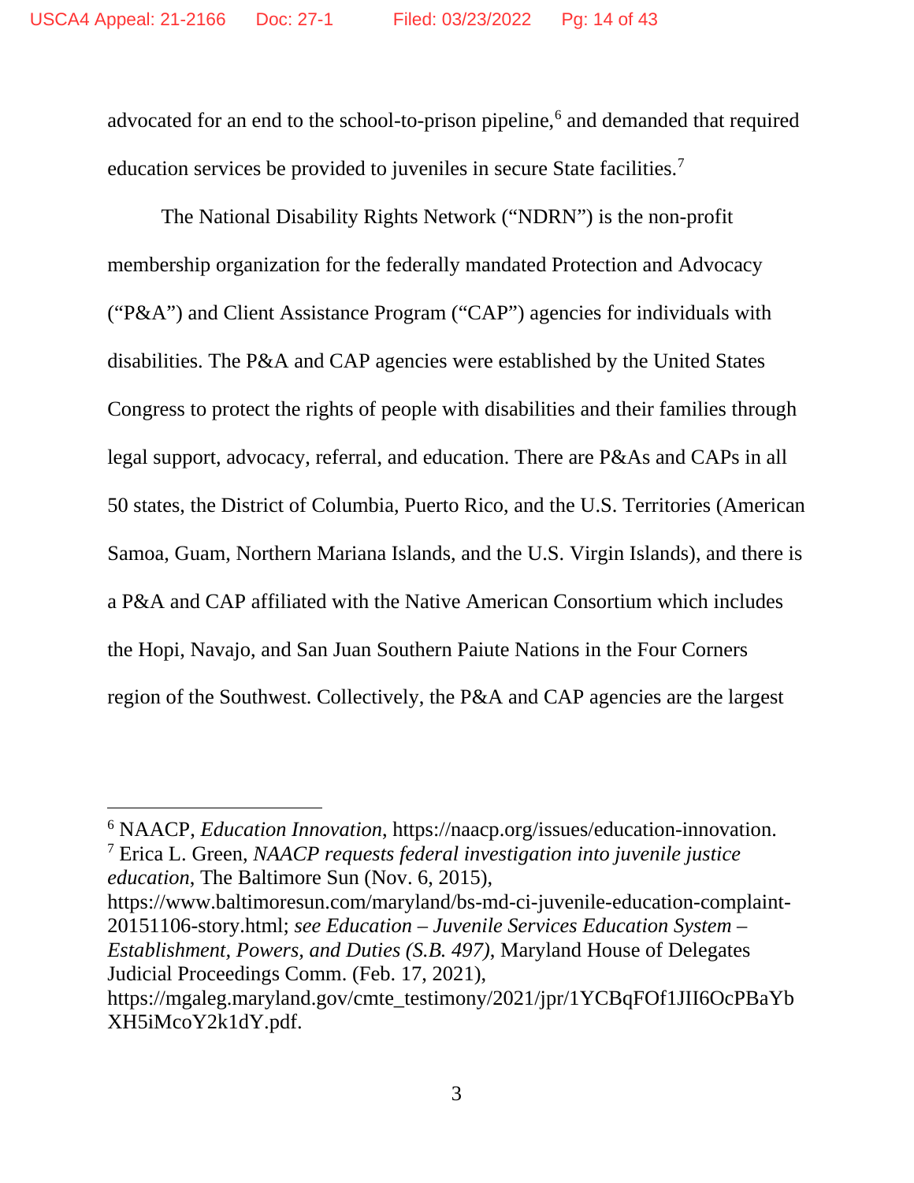advocated for an end to the school-to-prison pipeline,[6] and demanded that required education services be provided to juveniles in secure State facilities.[7]

The National Disability Rights Network ("NDRN") is the non-profit membership organization for the federally mandated Protection and Advocacy ("P&A") and Client Assistance Program ("CAP") agencies for individuals with disabilities. The P&A and CAP agencies were established by the United States Congress to protect the rights of people with disabilities and their families through legal support, advocacy, referral, and education. There are P&As and CAPs in all 50 states, the District of Columbia, Puerto Rico, and the U.S. Territories (American Samoa, Guam, Northern Mariana Islands, and the U.S. Virgin Islands), and there is a P&A and CAP affiliated with the Native American Consortium which includes the Hopi, Navajo, and San Juan Southern Paiute Nations in the Four Corners region of the Southwest. Collectively, the P&A and CAP agencies are the largest

---

[6] NAACP, *Education Innovation*, https://naacp.org/issues/education-innovation.

[7] Erica L. Green, *NAACP requests federal investigation into juvenile justice education*, The Baltimore Sun (Nov. 6, 2015), https://www.baltimoresun.com/maryland/bs-md-ci-juvenile-education-complaint-20151106-story.html; *see Education – Juvenile Services Education System – Establishment, Powers, and Duties (S.B. 497)*, Maryland House of Delegates Judicial Proceedings Comm. (Feb. 17, 2021), https://mgaleg.maryland.gov/cmte_testimony/2021/jpr/1YCBqFOf1JII6OcPBaYbXH5iMcoY2k1dY.pdf.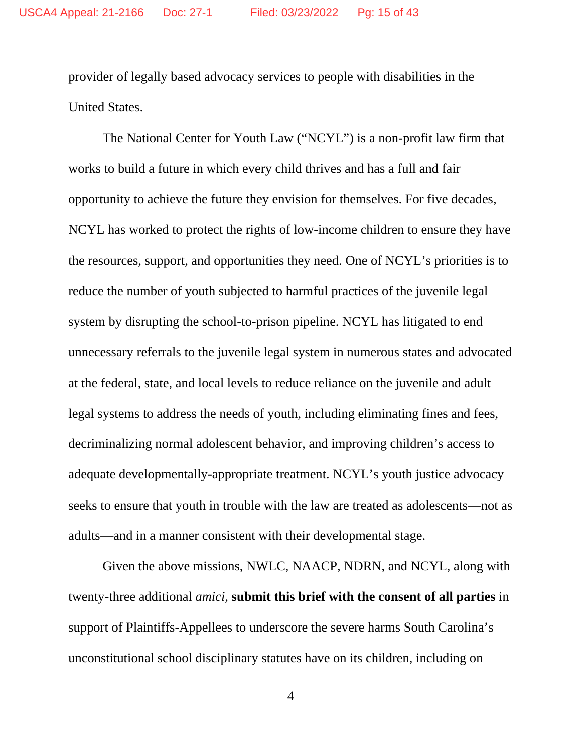provider of legally based advocacy services to people with disabilities in the United States.

The National Center for Youth Law ("NCYL") is a non-profit law firm that works to build a future in which every child thrives and has a full and fair opportunity to achieve the future they envision for themselves. For five decades, NCYL has worked to protect the rights of low-income children to ensure they have the resources, support, and opportunities they need. One of NCYL's priorities is to reduce the number of youth subjected to harmful practices of the juvenile legal system by disrupting the school-to-prison pipeline. NCYL has litigated to end unnecessary referrals to the juvenile legal system in numerous states and advocated at the federal, state, and local levels to reduce reliance on the juvenile and adult legal systems to address the needs of youth, including eliminating fines and fees, decriminalizing normal adolescent behavior, and improving children's access to adequate developmentally-appropriate treatment. NCYL's youth justice advocacy seeks to ensure that youth in trouble with the law are treated as adolescents—not as adults—and in a manner consistent with their developmental stage.

Given the above missions, NWLC, NAACP, NDRN, and NCYL, along with twenty-three additional *amici*, **submit this brief with the consent of all parties** in support of Plaintiffs-Appellees to underscore the severe harms South Carolina's unconstitutional school disciplinary statutes have on its children, including on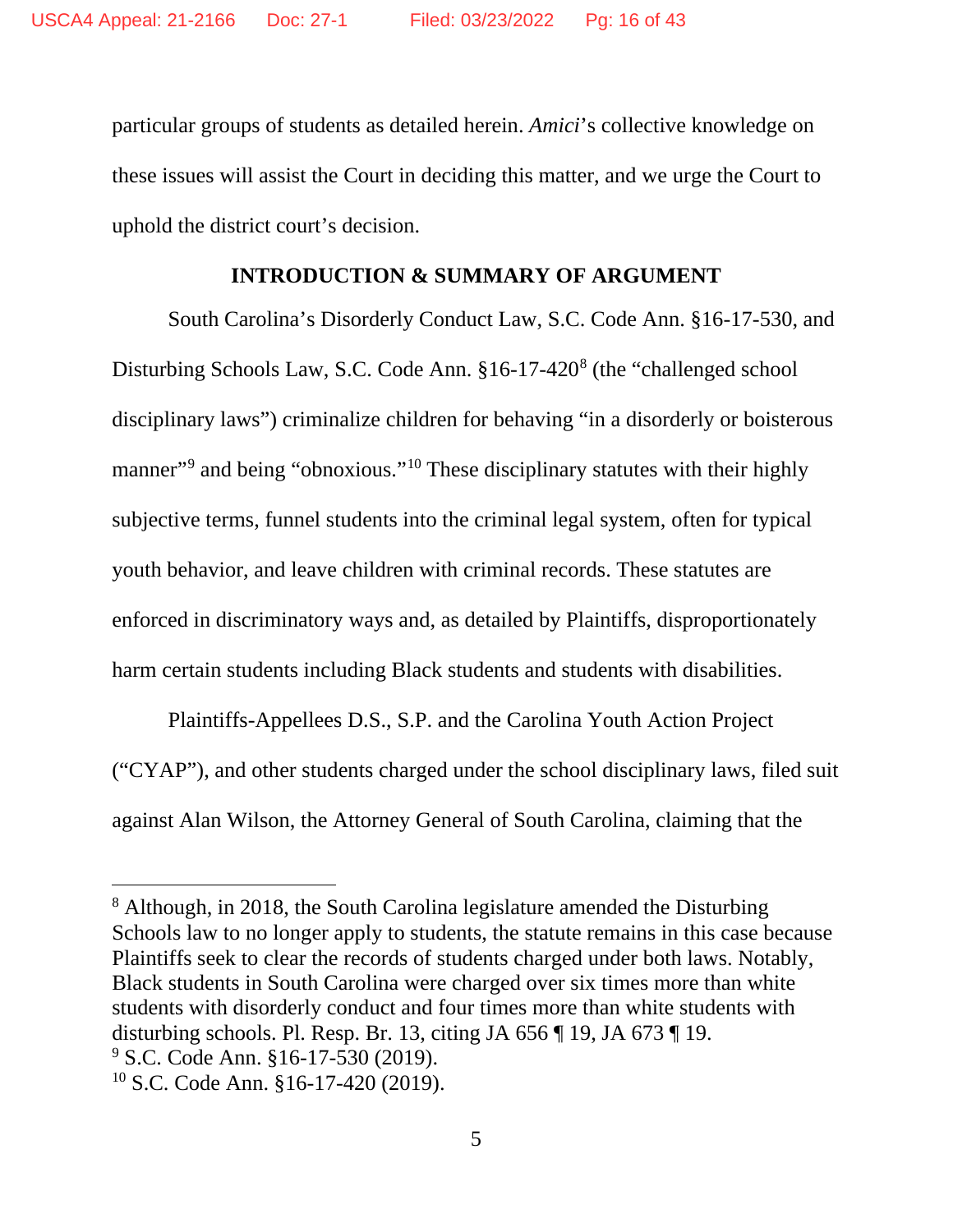particular groups of students as detailed herein. *Amici*'s collective knowledge on these issues will assist the Court in deciding this matter, and we urge the Court to uphold the district court's decision.

## INTRODUCTION & SUMMARY OF ARGUMENT

South Carolina's Disorderly Conduct Law, S.C. Code Ann. §16-17-530, and Disturbing Schools Law, S.C. Code Ann. §16-17-420[8] (the "challenged school disciplinary laws") criminalize children for behaving "in a disorderly or boisterous manner"[9] and being "obnoxious."[10] These disciplinary statutes with their highly subjective terms, funnel students into the criminal legal system, often for typical youth behavior, and leave children with criminal records. These statutes are enforced in discriminatory ways and, as detailed by Plaintiffs, disproportionately harm certain students including Black students and students with disabilities.

Plaintiffs-Appellees D.S., S.P. and the Carolina Youth Action Project ("CYAP"), and other students charged under the school disciplinary laws, filed suit against Alan Wilson, the Attorney General of South Carolina, claiming that the

---

[8] Although, in 2018, the South Carolina legislature amended the Disturbing Schools law to no longer apply to students, the statute remains in this case because Plaintiffs seek to clear the records of students charged under both laws. Notably, Black students in South Carolina were charged over six times more than white students with disorderly conduct and four times more than white students with disturbing schools. Pl. Resp. Br. 13, citing JA 656 ¶ 19, JA 673 ¶ 19.

[9] S.C. Code Ann. §16-17-530 (2019).

[10] S.C. Code Ann. §16-17-420 (2019).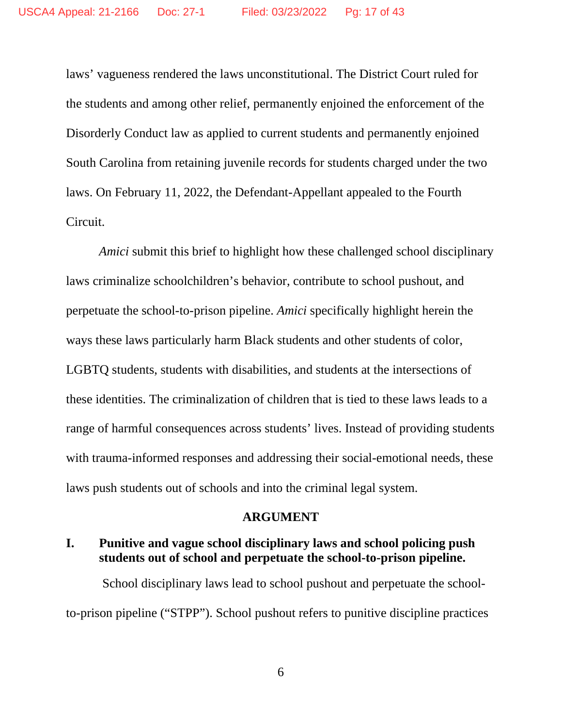laws' vagueness rendered the laws unconstitutional. The District Court ruled for the students and among other relief, permanently enjoined the enforcement of the Disorderly Conduct law as applied to current students and permanently enjoined South Carolina from retaining juvenile records for students charged under the two laws. On February 11, 2022, the Defendant-Appellant appealed to the Fourth Circuit.

*Amici* submit this brief to highlight how these challenged school disciplinary laws criminalize schoolchildren's behavior, contribute to school pushout, and perpetuate the school-to-prison pipeline. *Amici* specifically highlight herein the ways these laws particularly harm Black students and other students of color, LGBTQ students, students with disabilities, and students at the intersections of these identities. The criminalization of children that is tied to these laws leads to a range of harmful consequences across students' lives. Instead of providing students with trauma-informed responses and addressing their social-emotional needs, these laws push students out of schools and into the criminal legal system.

## ARGUMENT

### I. Punitive and vague school disciplinary laws and school policing push students out of school and perpetuate the school-to-prison pipeline.

School disciplinary laws lead to school pushout and perpetuate the school-to-prison pipeline ("STPP"). School pushout refers to punitive discipline practices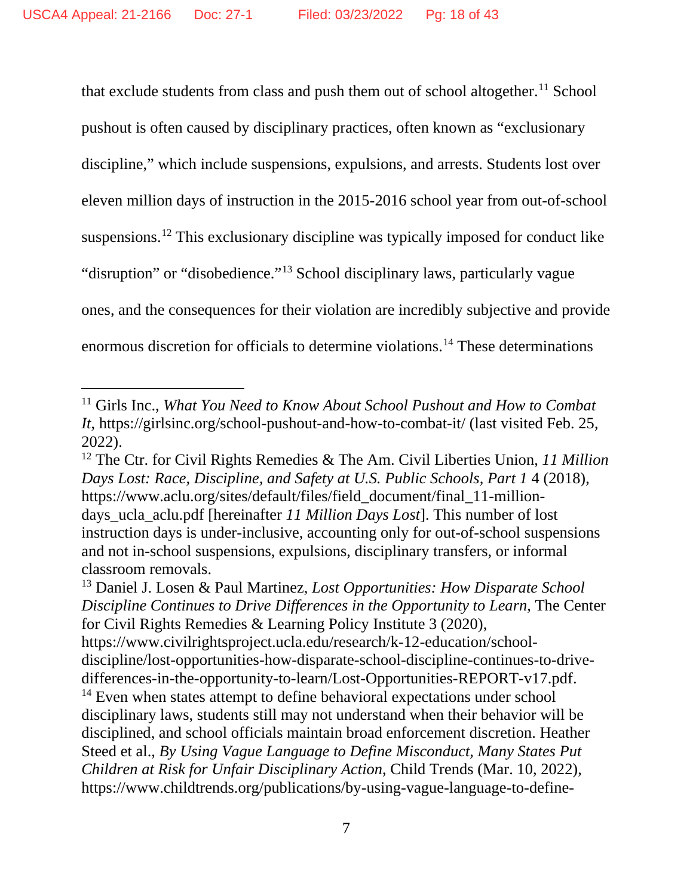that exclude students from class and push them out of school altogether.[11] School pushout is often caused by disciplinary practices, often known as "exclusionary discipline," which include suspensions, expulsions, and arrests. Students lost over eleven million days of instruction in the 2015-2016 school year from out-of-school suspensions.[12] This exclusionary discipline was typically imposed for conduct like "disruption" or "disobedience."[13] School disciplinary laws, particularly vague ones, and the consequences for their violation are incredibly subjective and provide enormous discretion for officials to determine violations.[14] These determinations

---

[11] Girls Inc., *What You Need to Know About School Pushout and How to Combat It*, https://girlsinc.org/school-pushout-and-how-to-combat-it/ (last visited Feb. 25, 2022).

[12] The Ctr. for Civil Rights Remedies & The Am. Civil Liberties Union, *11 Million Days Lost: Race, Discipline, and Safety at U.S. Public Schools, Part 1* 4 (2018), https://www.aclu.org/sites/default/files/field_document/final_11-million-days_ucla_aclu.pdf [hereinafter *11 Million Days Lost*]. This number of lost instruction days is under-inclusive, accounting only for out-of-school suspensions and not in-school suspensions, expulsions, disciplinary transfers, or informal classroom removals.

[13] Daniel J. Losen & Paul Martinez, *Lost Opportunities: How Disparate School Discipline Continues to Drive Differences in the Opportunity to Learn*, The Center for Civil Rights Remedies & Learning Policy Institute 3 (2020), https://www.civilrightsproject.ucla.edu/research/k-12-education/school-discipline/lost-opportunities-how-disparate-school-discipline-continues-to-drive-differences-in-the-opportunity-to-learn/Lost-Opportunities-REPORT-v17.pdf.

[14] Even when states attempt to define behavioral expectations under school disciplinary laws, students still may not understand when their behavior will be disciplined, and school officials maintain broad enforcement discretion. Heather Steed et al., *By Using Vague Language to Define Misconduct, Many States Put Children at Risk for Unfair Disciplinary Action*, Child Trends (Mar. 10, 2022), https://www.childtrends.org/publications/by-using-vague-language-to-define-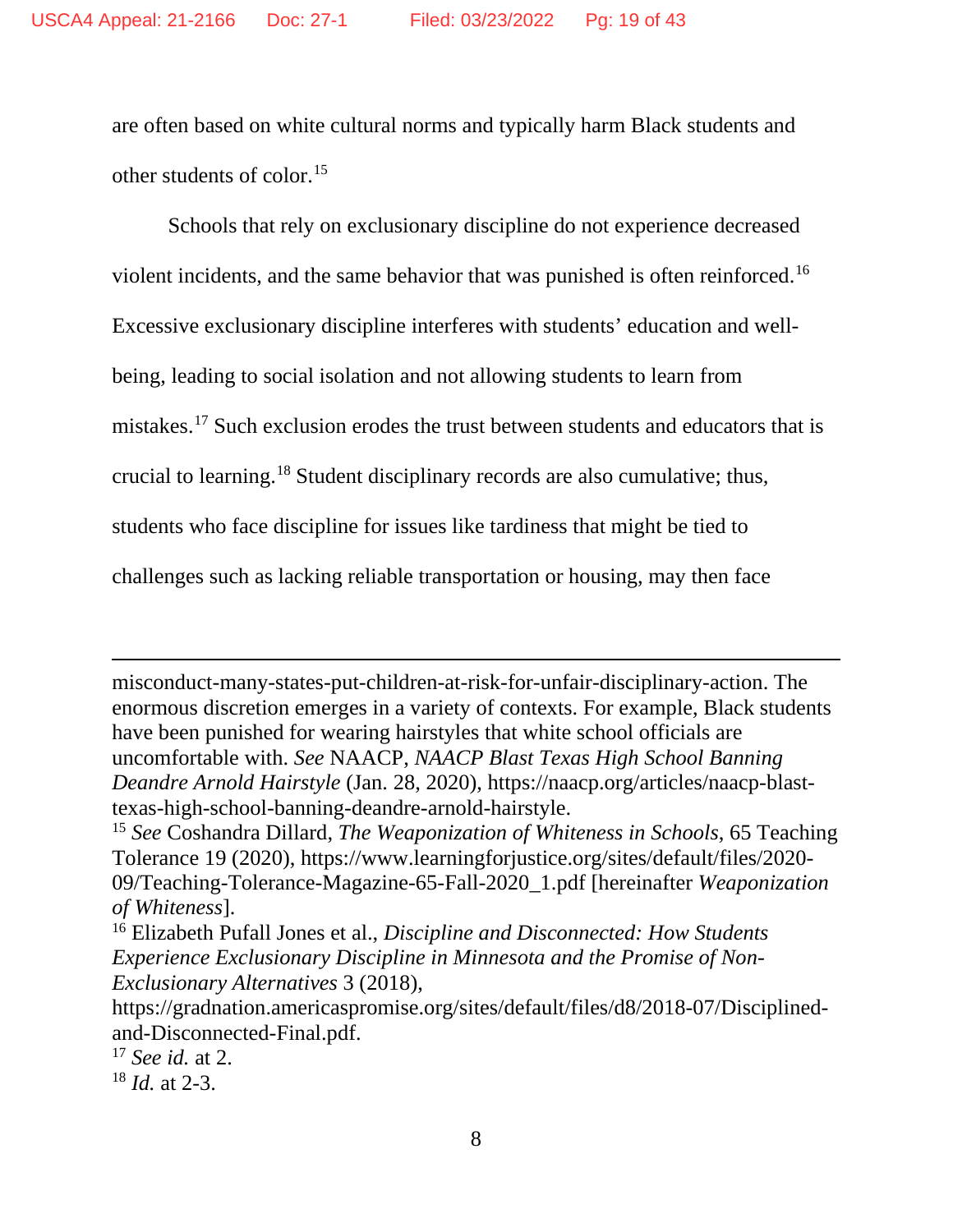are often based on white cultural norms and typically harm Black students and other students of color.[15]

Schools that rely on exclusionary discipline do not experience decreased violent incidents, and the same behavior that was punished is often reinforced.[16] Excessive exclusionary discipline interferes with students' education and well-being, leading to social isolation and not allowing students to learn from mistakes.[17] Such exclusion erodes the trust between students and educators that is crucial to learning.[18] Student disciplinary records are also cumulative; thus, students who face discipline for issues like tardiness that might be tied to challenges such as lacking reliable transportation or housing, may then face

---

misconduct-many-states-put-children-at-risk-for-unfair-disciplinary-action. The enormous discretion emerges in a variety of contexts. For example, Black students have been punished for wearing hairstyles that white school officials are uncomfortable with. *See* NAACP, *NAACP Blast Texas High School Banning Deandre Arnold Hairstyle* (Jan. 28, 2020), https://naacp.org/articles/naacp-blast-texas-high-school-banning-deandre-arnold-hairstyle.

[15] *See* Coshandra Dillard, *The Weaponization of Whiteness in Schools*, 65 Teaching Tolerance 19 (2020), https://www.learningforjustice.org/sites/default/files/2020-09/Teaching-Tolerance-Magazine-65-Fall-2020_1.pdf [hereinafter *Weaponization of Whiteness*].

[16] Elizabeth Pufall Jones et al., *Discipline and Disconnected: How Students Experience Exclusionary Discipline in Minnesota and the Promise of Non-Exclusionary Alternatives* 3 (2018), https://gradnation.americaspromise.org/sites/default/files/d8/2018-07/Disciplined-and-Disconnected-Final.pdf.

[17] *See id.* at 2.

[18] *Id.* at 2-3.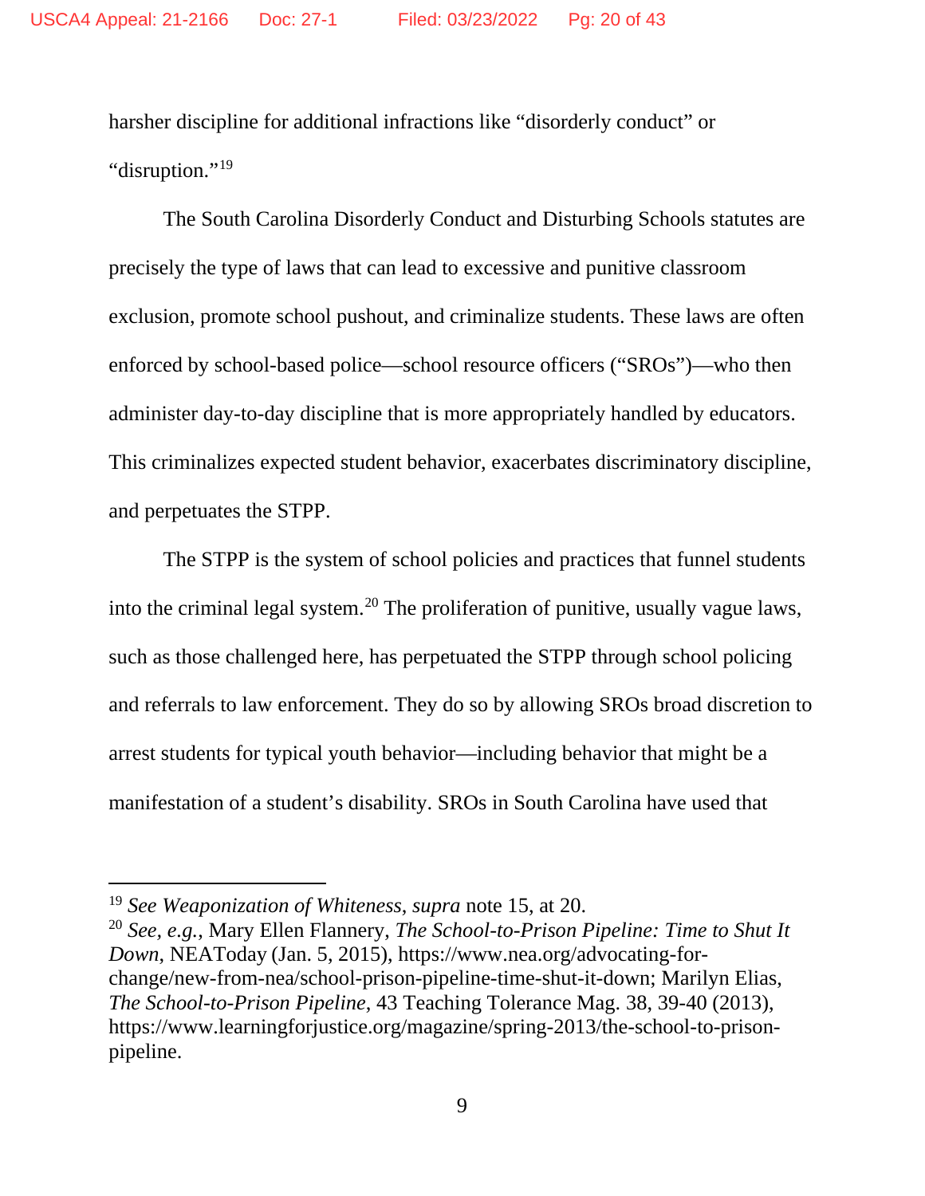harsher discipline for additional infractions like "disorderly conduct" or "disruption."[19]

The South Carolina Disorderly Conduct and Disturbing Schools statutes are precisely the type of laws that can lead to excessive and punitive classroom exclusion, promote school pushout, and criminalize students. These laws are often enforced by school-based police—school resource officers ("SROs")—who then administer day-to-day discipline that is more appropriately handled by educators. This criminalizes expected student behavior, exacerbates discriminatory discipline, and perpetuates the STPP.

The STPP is the system of school policies and practices that funnel students into the criminal legal system.[20] The proliferation of punitive, usually vague laws, such as those challenged here, has perpetuated the STPP through school policing and referrals to law enforcement. They do so by allowing SROs broad discretion to arrest students for typical youth behavior—including behavior that might be a manifestation of a student's disability. SROs in South Carolina have used that

---

[19] *See Weaponization of Whiteness*, *supra* note 15, at 20.

[20] *See, e.g.*, Mary Ellen Flannery, *The School-to-Prison Pipeline: Time to Shut It Down*, NEAToday (Jan. 5, 2015), https://www.nea.org/advocating-for-change/new-from-nea/school-prison-pipeline-time-shut-it-down; Marilyn Elias, *The School-to-Prison Pipeline*, 43 Teaching Tolerance Mag. 38, 39-40 (2013), https://www.learningforjustice.org/magazine/spring-2013/the-school-to-prison-pipeline.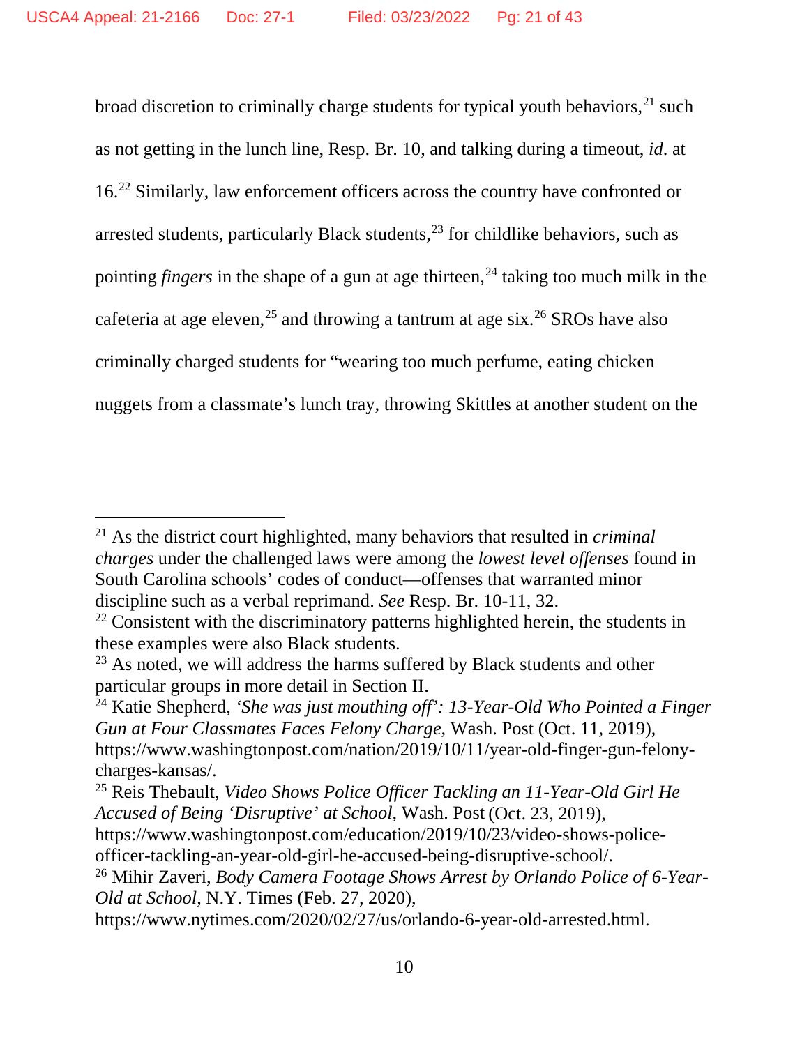broad discretion to criminally charge students for typical youth behaviors,[21] such as not getting in the lunch line, Resp. Br. 10, and talking during a timeout, *id*. at 16.[22] Similarly, law enforcement officers across the country have confronted or arrested students, particularly Black students,[23] for childlike behaviors, such as pointing *fingers* in the shape of a gun at age thirteen,[24] taking too much milk in the cafeteria at age eleven,[25] and throwing a tantrum at age six.[26] SROs have also criminally charged students for "wearing too much perfume, eating chicken nuggets from a classmate's lunch tray, throwing Skittles at another student on the

---

[21] As the district court highlighted, many behaviors that resulted in *criminal charges* under the challenged laws were among the *lowest level offenses* found in South Carolina schools' codes of conduct—offenses that warranted minor discipline such as a verbal reprimand. *See* Resp. Br. 10-11, 32.

[22] Consistent with the discriminatory patterns highlighted herein, the students in these examples were also Black students.

[23] As noted, we will address the harms suffered by Black students and other particular groups in more detail in Section II.

[24] Katie Shepherd, *'She was just mouthing off': 13-Year-Old Who Pointed a Finger Gun at Four Classmates Faces Felony Charge*, Wash. Post (Oct. 11, 2019), https://www.washingtonpost.com/nation/2019/10/11/year-old-finger-gun-felony-charges-kansas/.

[25] Reis Thebault, *Video Shows Police Officer Tackling an 11-Year-Old Girl He Accused of Being 'Disruptive' at School*, Wash. Post (Oct. 23, 2019), https://www.washingtonpost.com/education/2019/10/23/video-shows-police-officer-tackling-an-year-old-girl-he-accused-being-disruptive-school/.

[26] Mihir Zaveri, *Body Camera Footage Shows Arrest by Orlando Police of 6-Year-Old at School*, N.Y. Times (Feb. 27, 2020), https://www.nytimes.com/2020/02/27/us/orlando-6-year-old-arrested.html.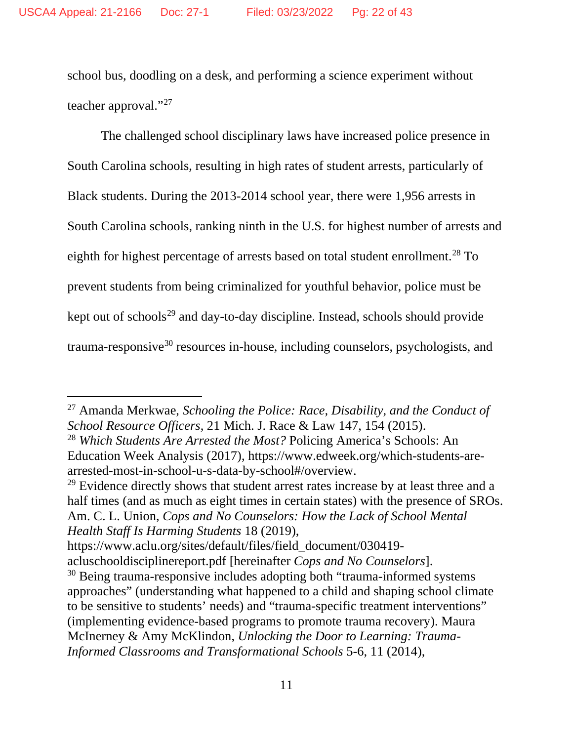school bus, doodling on a desk, and performing a science experiment without teacher approval."[27]

The challenged school disciplinary laws have increased police presence in South Carolina schools, resulting in high rates of student arrests, particularly of Black students. During the 2013-2014 school year, there were 1,956 arrests in South Carolina schools, ranking ninth in the U.S. for highest number of arrests and eighth for highest percentage of arrests based on total student enrollment.[28] To prevent students from being criminalized for youthful behavior, police must be kept out of schools[29] and day-to-day discipline. Instead, schools should provide trauma-responsive[30] resources in-house, including counselors, psychologists, and

---

[27] Amanda Merkwae, *Schooling the Police: Race, Disability, and the Conduct of School Resource Officers*, 21 Mich. J. Race & Law 147, 154 (2015).

[28] *Which Students Are Arrested the Most?* Policing America's Schools: An Education Week Analysis (2017), https://www.edweek.org/which-students-are-arrested-most-in-school-u-s-data-by-school#/overview.

[29] Evidence directly shows that student arrest rates increase by at least three and a half times (and as much as eight times in certain states) with the presence of SROs. Am. C. L. Union, *Cops and No Counselors: How the Lack of School Mental Health Staff Is Harming Students* 18 (2019), https://www.aclu.org/sites/default/files/field_document/030419-acluschooldisciplinereport.pdf [hereinafter *Cops and No Counselors*].

[30] Being trauma-responsive includes adopting both "trauma-informed systems approaches" (understanding what happened to a child and shaping school climate to be sensitive to students' needs) and "trauma-specific treatment interventions" (implementing evidence-based programs to promote trauma recovery). Maura McInerney & Amy McKlindon, *Unlocking the Door to Learning: Trauma-Informed Classrooms and Transformational Schools* 5-6, 11 (2014),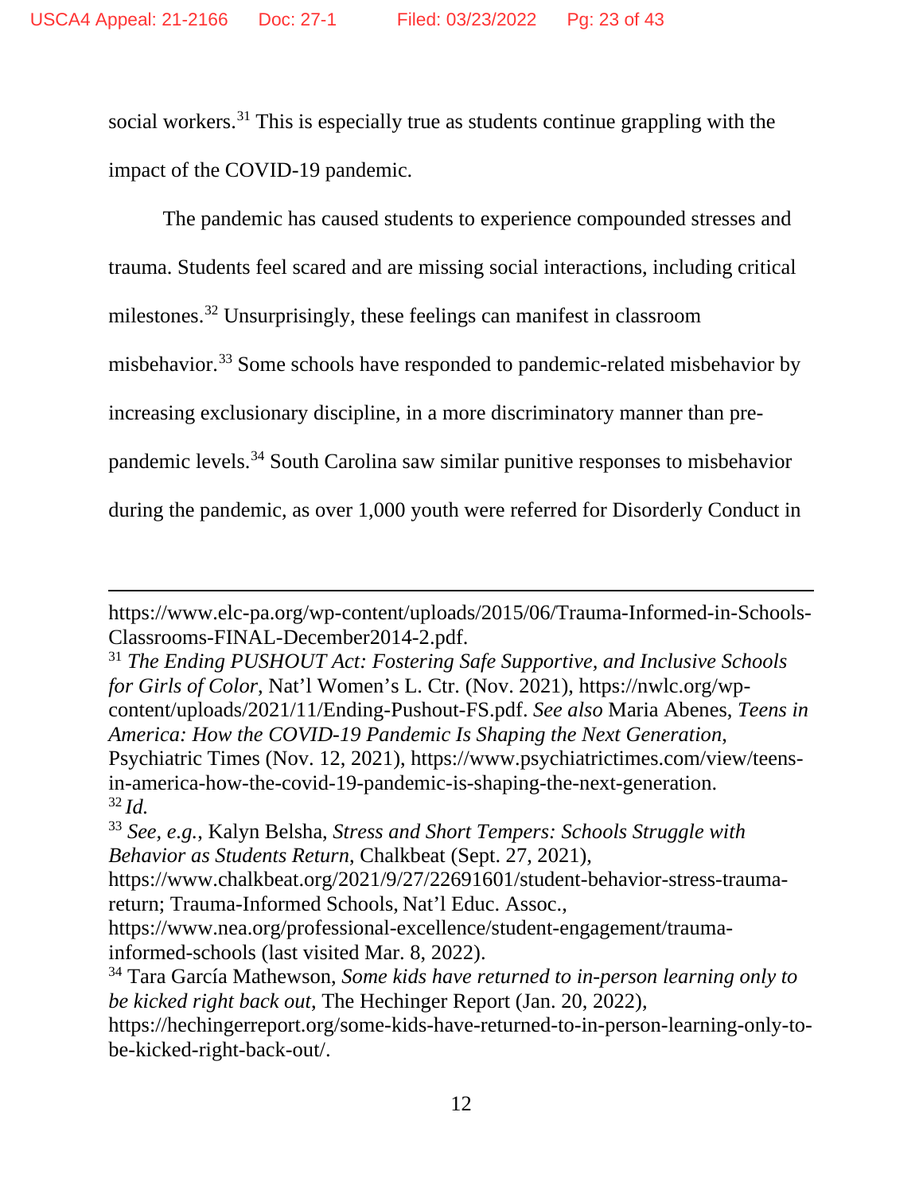social workers.[31] This is especially true as students continue grappling with the impact of the COVID-19 pandemic.

The pandemic has caused students to experience compounded stresses and trauma. Students feel scared and are missing social interactions, including critical milestones.[32] Unsurprisingly, these feelings can manifest in classroom misbehavior.[33] Some schools have responded to pandemic-related misbehavior by increasing exclusionary discipline, in a more discriminatory manner than pre-pandemic levels.[34] South Carolina saw similar punitive responses to misbehavior during the pandemic, as over 1,000 youth were referred for Disorderly Conduct in

---

https://www.elc-pa.org/wp-content/uploads/2015/06/Trauma-Informed-in-Schools-Classrooms-FINAL-December2014-2.pdf.

[31] *The Ending PUSHOUT Act: Fostering Safe Supportive, and Inclusive Schools for Girls of Color*, Nat'l Women's L. Ctr. (Nov. 2021), https://nwlc.org/wp-content/uploads/2021/11/Ending-Pushout-FS.pdf. *See also* Maria Abenes, *Teens in America: How the COVID-19 Pandemic Is Shaping the Next Generation*, Psychiatric Times (Nov. 12, 2021), https://www.psychiatrictimes.com/view/teens-in-america-how-the-covid-19-pandemic-is-shaping-the-next-generation.

[32] *Id.*

[33] *See, e.g.*, Kalyn Belsha, *Stress and Short Tempers: Schools Struggle with Behavior as Students Return*, Chalkbeat (Sept. 27, 2021), https://www.chalkbeat.org/2021/9/27/22691601/student-behavior-stress-trauma-return; Trauma-Informed Schools, Nat'l Educ. Assoc., https://www.nea.org/professional-excellence/student-engagement/trauma-informed-schools (last visited Mar. 8, 2022).

[34] Tara García Mathewson, *Some kids have returned to in-person learning only to be kicked right back out*, The Hechinger Report (Jan. 20, 2022), https://hechingerreport.org/some-kids-have-returned-to-in-person-learning-only-to-be-kicked-right-back-out/.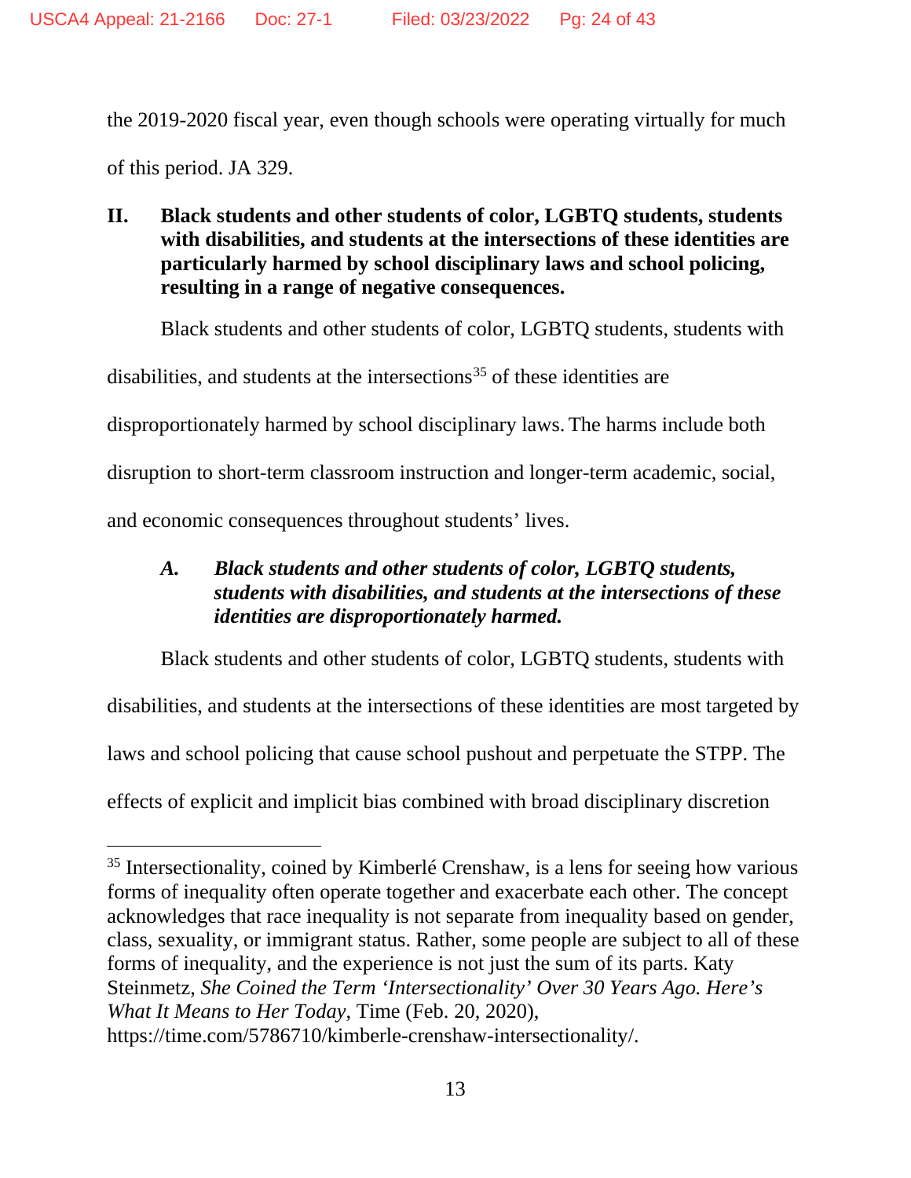the 2019-2020 fiscal year, even though schools were operating virtually for much of this period. JA 329.

## II. Black students and other students of color, LGBTQ students, students with disabilities, and students at the intersections of these identities are particularly harmed by school disciplinary laws and school policing, resulting in a range of negative consequences.

Black students and other students of color, LGBTQ students, students with disabilities, and students at the intersections[35] of these identities are disproportionately harmed by school disciplinary laws. The harms include both disruption to short-term classroom instruction and longer-term academic, social, and economic consequences throughout students' lives.

### *A. Black students and other students of color, LGBTQ students, students with disabilities, and students at the intersections of these identities are disproportionately harmed.*

Black students and other students of color, LGBTQ students, students with disabilities, and students at the intersections of these identities are most targeted by laws and school policing that cause school pushout and perpetuate the STPP. The effects of explicit and implicit bias combined with broad disciplinary discretion

---

[35] Intersectionality, coined by Kimberlé Crenshaw, is a lens for seeing how various forms of inequality often operate together and exacerbate each other. The concept acknowledges that race inequality is not separate from inequality based on gender, class, sexuality, or immigrant status. Rather, some people are subject to all of these forms of inequality, and the experience is not just the sum of its parts. Katy Steinmetz, *She Coined the Term 'Intersectionality' Over 30 Years Ago. Here's What It Means to Her Today*, Time (Feb. 20, 2020), https://time.com/5786710/kimberle-crenshaw-intersectionality/.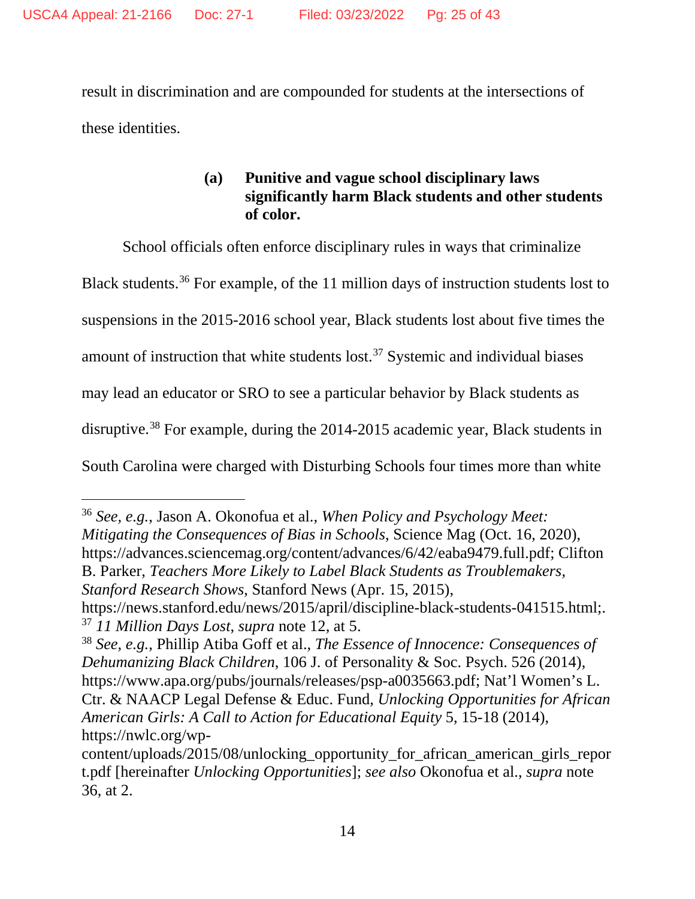result in discrimination and are compounded for students at the intersections of these identities.

#### (a) Punitive and vague school disciplinary laws significantly harm Black students and other students of color.

School officials often enforce disciplinary rules in ways that criminalize Black students.[36] For example, of the 11 million days of instruction students lost to suspensions in the 2015-2016 school year, Black students lost about five times the amount of instruction that white students lost.[37] Systemic and individual biases may lead an educator or SRO to see a particular behavior by Black students as disruptive.[38] For example, during the 2014-2015 academic year, Black students in South Carolina were charged with Disturbing Schools four times more than white

---

[36] *See, e.g.*, Jason A. Okonofua et al., *When Policy and Psychology Meet: Mitigating the Consequences of Bias in Schools*, Science Mag (Oct. 16, 2020), https://advances.sciencemag.org/content/advances/6/42/eaba9479.full.pdf; Clifton B. Parker, *Teachers More Likely to Label Black Students as Troublemakers, Stanford Research Shows*, Stanford News (Apr. 15, 2015), https://news.stanford.edu/news/2015/april/discipline-black-students-041515.html;.

[37] *11 Million Days Lost*, *supra* note 12, at 5.

[38] *See, e.g.*, Phillip Atiba Goff et al., *The Essence of Innocence: Consequences of Dehumanizing Black Children*, 106 J. of Personality & Soc. Psych. 526 (2014), https://www.apa.org/pubs/journals/releases/psp-a0035663.pdf; Nat'l Women's L. Ctr. & NAACP Legal Defense & Educ. Fund, *Unlocking Opportunities for African American Girls: A Call to Action for Educational Equity* 5, 15-18 (2014), https://nwlc.org/wp-content/uploads/2015/08/unlocking_opportunity_for_african_american_girls_report.pdf [hereinafter *Unlocking Opportunities*]; *see also* Okonofua et al., *supra* note 36, at 2.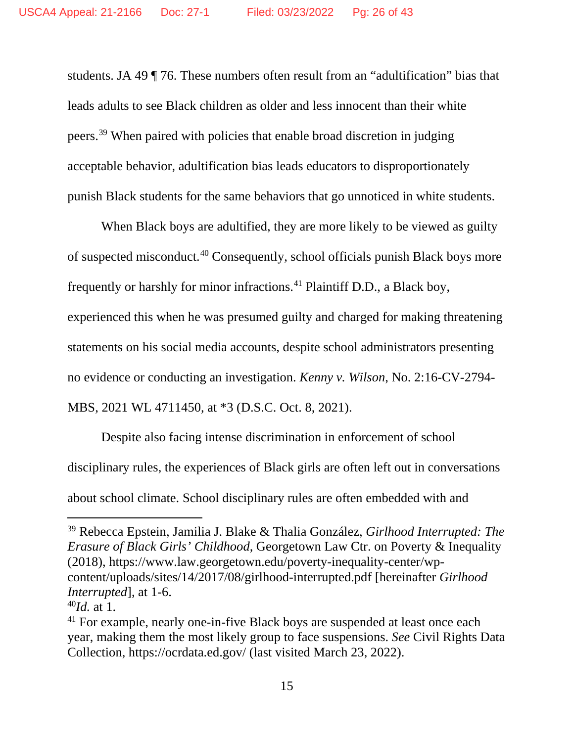students. JA 49 ¶ 76. These numbers often result from an "adultification" bias that leads adults to see Black children as older and less innocent than their white peers.[39] When paired with policies that enable broad discretion in judging acceptable behavior, adultification bias leads educators to disproportionately punish Black students for the same behaviors that go unnoticed in white students.

When Black boys are adultified, they are more likely to be viewed as guilty of suspected misconduct.[40] Consequently, school officials punish Black boys more frequently or harshly for minor infractions.[41] Plaintiff D.D., a Black boy, experienced this when he was presumed guilty and charged for making threatening statements on his social media accounts, despite school administrators presenting no evidence or conducting an investigation. *Kenny v. Wilson*, No. 2:16-CV-2794-MBS, 2021 WL 4711450, at *3 (D.S.C. Oct. 8, 2021).

Despite also facing intense discrimination in enforcement of school disciplinary rules, the experiences of Black girls are often left out in conversations about school climate. School disciplinary rules are often embedded with and

---

[39] Rebecca Epstein, Jamilia J. Blake & Thalia González, *Girlhood Interrupted: The Erasure of Black Girls' Childhood*, Georgetown Law Ctr. on Poverty & Inequality (2018), https://www.law.georgetown.edu/poverty-inequality-center/wp-content/uploads/sites/14/2017/08/girlhood-interrupted.pdf [hereinafter *Girlhood Interrupted*], at 1-6.

[40] *Id.* at 1.

[41] For example, nearly one-in-five Black boys are suspended at least once each year, making them the most likely group to face suspensions. *See* Civil Rights Data Collection, https://ocrdata.ed.gov/ (last visited March 23, 2022).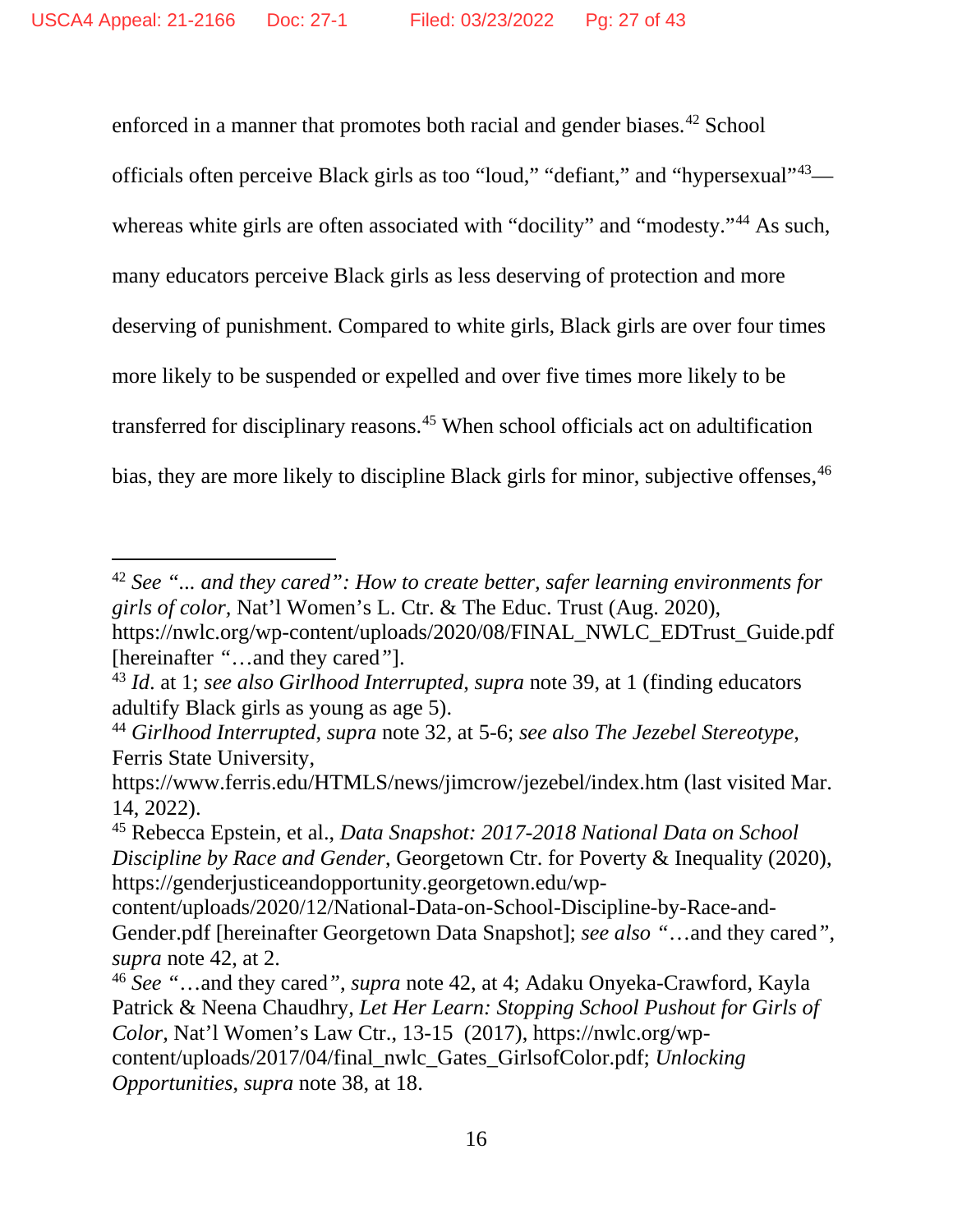enforced in a manner that promotes both racial and gender biases.[42] School officials often perceive Black girls as too "loud," "defiant," and "hypersexual"[43]—whereas white girls are often associated with "docility" and "modesty."[44] As such, many educators perceive Black girls as less deserving of protection and more deserving of punishment. Compared to white girls, Black girls are over four times more likely to be suspended or expelled and over five times more likely to be transferred for disciplinary reasons.[45] When school officials act on adultification bias, they are more likely to discipline Black girls for minor, subjective offenses,[46]

---

[42] *See "... and they cared": How to create better, safer learning environments for girls of color*, Nat'l Women's L. Ctr. & The Educ. Trust (Aug. 2020), https://nwlc.org/wp-content/uploads/2020/08/FINAL_NWLC_EDTrust_Guide.pdf [hereinafter "…and they cared"].

[43] *Id.* at 1; *see also Girlhood Interrupted*, *supra* note 39, at 1 (finding educators adultify Black girls as young as age 5).

[44] *Girlhood Interrupted*, *supra* note 32, at 5-6; *see also The Jezebel Stereotype*, Ferris State University, https://www.ferris.edu/HTMLS/news/jimcrow/jezebel/index.htm (last visited Mar. 14, 2022).

[45] Rebecca Epstein, et al., *Data Snapshot: 2017-2018 National Data on School Discipline by Race and Gender*, Georgetown Ctr. for Poverty & Inequality (2020), https://genderjusticeandopportunity.georgetown.edu/wp-content/uploads/2020/12/National-Data-on-School-Discipline-by-Race-and-Gender.pdf [hereinafter Georgetown Data Snapshot]; *see also* "…and they cared", *supra* note 42, at 2.

[46] *See* "…and they cared", *supra* note 42, at 4; Adaku Onyeka-Crawford, Kayla Patrick & Neena Chaudhry, *Let Her Learn: Stopping School Pushout for Girls of Color*, Nat'l Women's Law Ctr., 13-15 (2017), https://nwlc.org/wp-content/uploads/2017/04/final_nwlc_Gates_GirlsofColor.pdf; *Unlocking Opportunities*, *supra* note 38, at 18.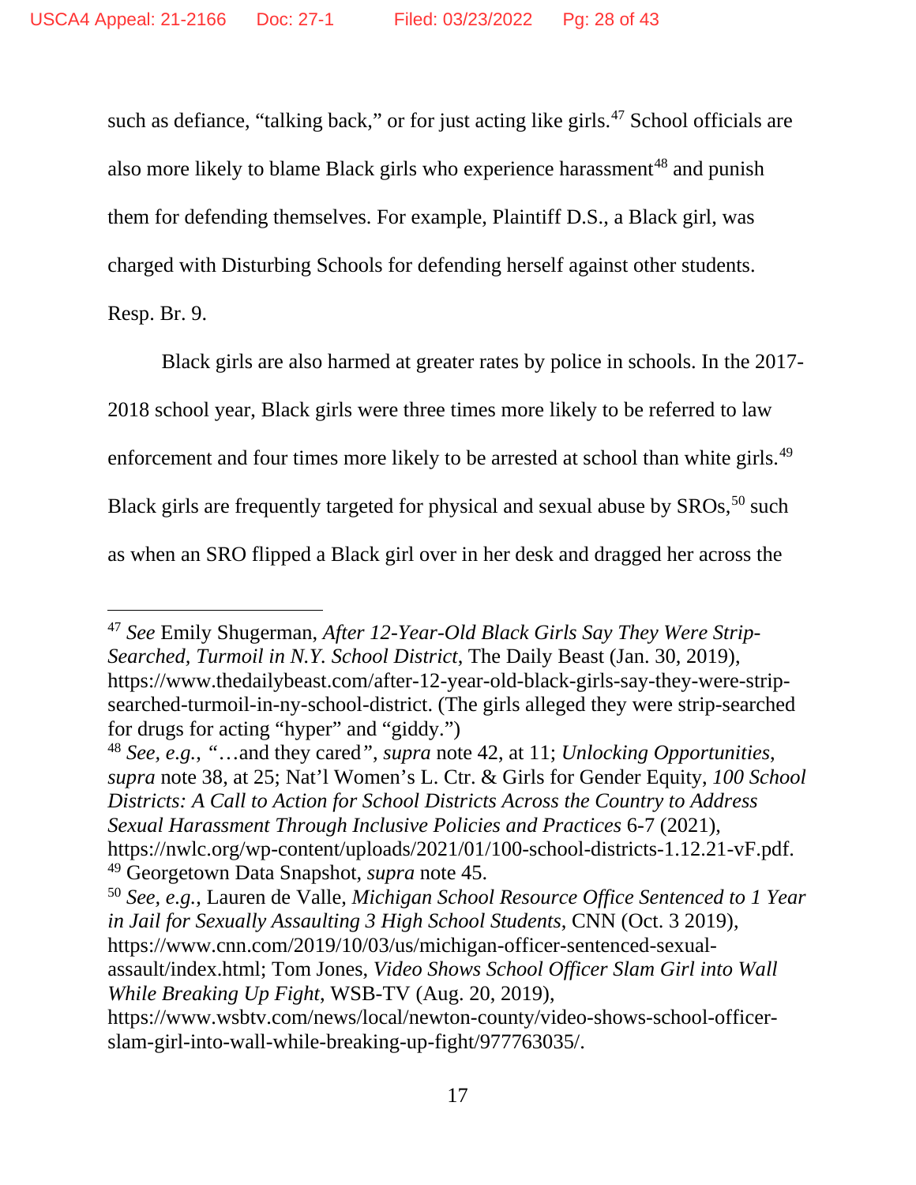such as defiance, "talking back," or for just acting like girls.[47] School officials are also more likely to blame Black girls who experience harassment[48] and punish them for defending themselves. For example, Plaintiff D.S., a Black girl, was charged with Disturbing Schools for defending herself against other students. Resp. Br. 9.

Black girls are also harmed at greater rates by police in schools. In the 2017-2018 school year, Black girls were three times more likely to be referred to law enforcement and four times more likely to be arrested at school than white girls.[49] Black girls are frequently targeted for physical and sexual abuse by SROs,[50] such as when an SRO flipped a Black girl over in her desk and dragged her across the

---

[47] *See* Emily Shugerman, *After 12-Year-Old Black Girls Say They Were Strip-Searched, Turmoil in N.Y. School District*, The Daily Beast (Jan. 30, 2019), https://www.thedailybeast.com/after-12-year-old-black-girls-say-they-were-strip-searched-turmoil-in-ny-school-district. (The girls alleged they were strip-searched for drugs for acting "hyper" and "giddy.")

[48] *See, e.g.*, "…and they cared", *supra* note 42, at 11; *Unlocking Opportunities*, *supra* note 38, at 25; Nat'l Women's L. Ctr. & Girls for Gender Equity, *100 School Districts: A Call to Action for School Districts Across the Country to Address Sexual Harassment Through Inclusive Policies and Practices* 6-7 (2021), https://nwlc.org/wp-content/uploads/2021/01/100-school-districts-1.12.21-vF.pdf.

[49] Georgetown Data Snapshot, *supra* note 45.

[50] *See, e.g.*, Lauren de Valle, *Michigan School Resource Office Sentenced to 1 Year in Jail for Sexually Assaulting 3 High School Students*, CNN (Oct. 3 2019), https://www.cnn.com/2019/10/03/us/michigan-officer-sentenced-sexual-assault/index.html; Tom Jones, *Video Shows School Officer Slam Girl into Wall While Breaking Up Fight*, WSB-TV (Aug. 20, 2019), https://www.wsbtv.com/news/local/newton-county/video-shows-school-officer-slam-girl-into-wall-while-breaking-up-fight/977763035/.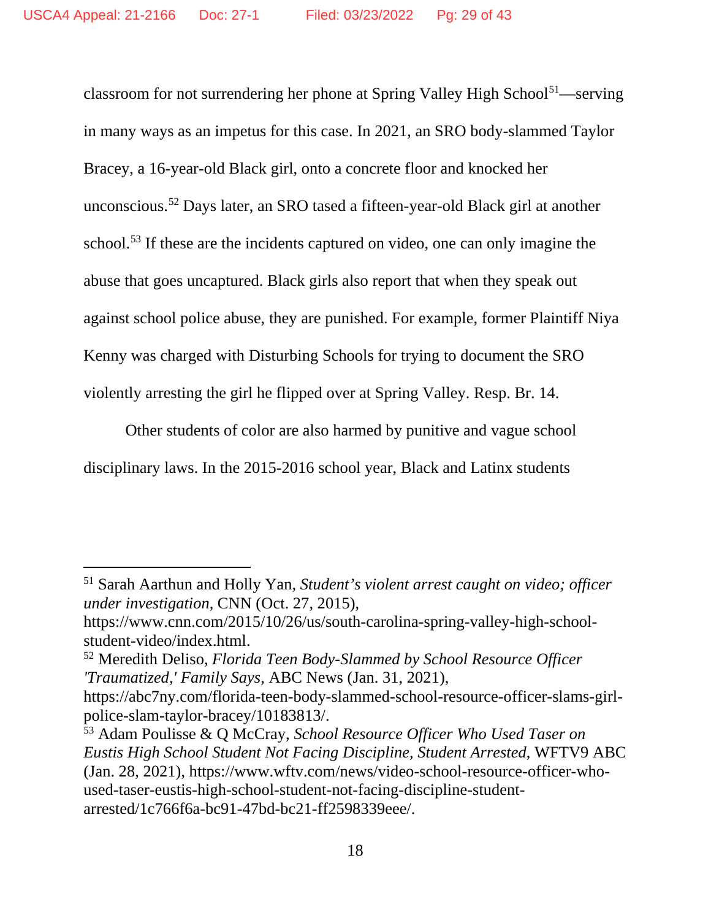classroom for not surrendering her phone at Spring Valley High School[51]—serving in many ways as an impetus for this case. In 2021, an SRO body-slammed Taylor Bracey, a 16-year-old Black girl, onto a concrete floor and knocked her unconscious.[52] Days later, an SRO tased a fifteen-year-old Black girl at another school.[53] If these are the incidents captured on video, one can only imagine the abuse that goes uncaptured. Black girls also report that when they speak out against school police abuse, they are punished. For example, former Plaintiff Niya Kenny was charged with Disturbing Schools for trying to document the SRO violently arresting the girl he flipped over at Spring Valley. Resp. Br. 14.

Other students of color are also harmed by punitive and vague school disciplinary laws. In the 2015-2016 school year, Black and Latinx students

---

[51] Sarah Aarthun and Holly Yan, *Student's violent arrest caught on video; officer under investigation*, CNN (Oct. 27, 2015), https://www.cnn.com/2015/10/26/us/south-carolina-spring-valley-high-school-student-video/index.html.

[52] Meredith Deliso, *Florida Teen Body-Slammed by School Resource Officer 'Traumatized,' Family Says*, ABC News (Jan. 31, 2021), https://abc7ny.com/florida-teen-body-slammed-school-resource-officer-slams-girl-police-slam-taylor-bracey/10183813/.

[53] Adam Poulisse & Q McCray, *School Resource Officer Who Used Taser on Eustis High School Student Not Facing Discipline, Student Arrested*, WFTV9 ABC (Jan. 28, 2021), https://www.wftv.com/news/video-school-resource-officer-who-used-taser-eustis-high-school-student-not-facing-discipline-student-arrested/1c766f6a-bc91-47bd-bc21-ff2598339eee/.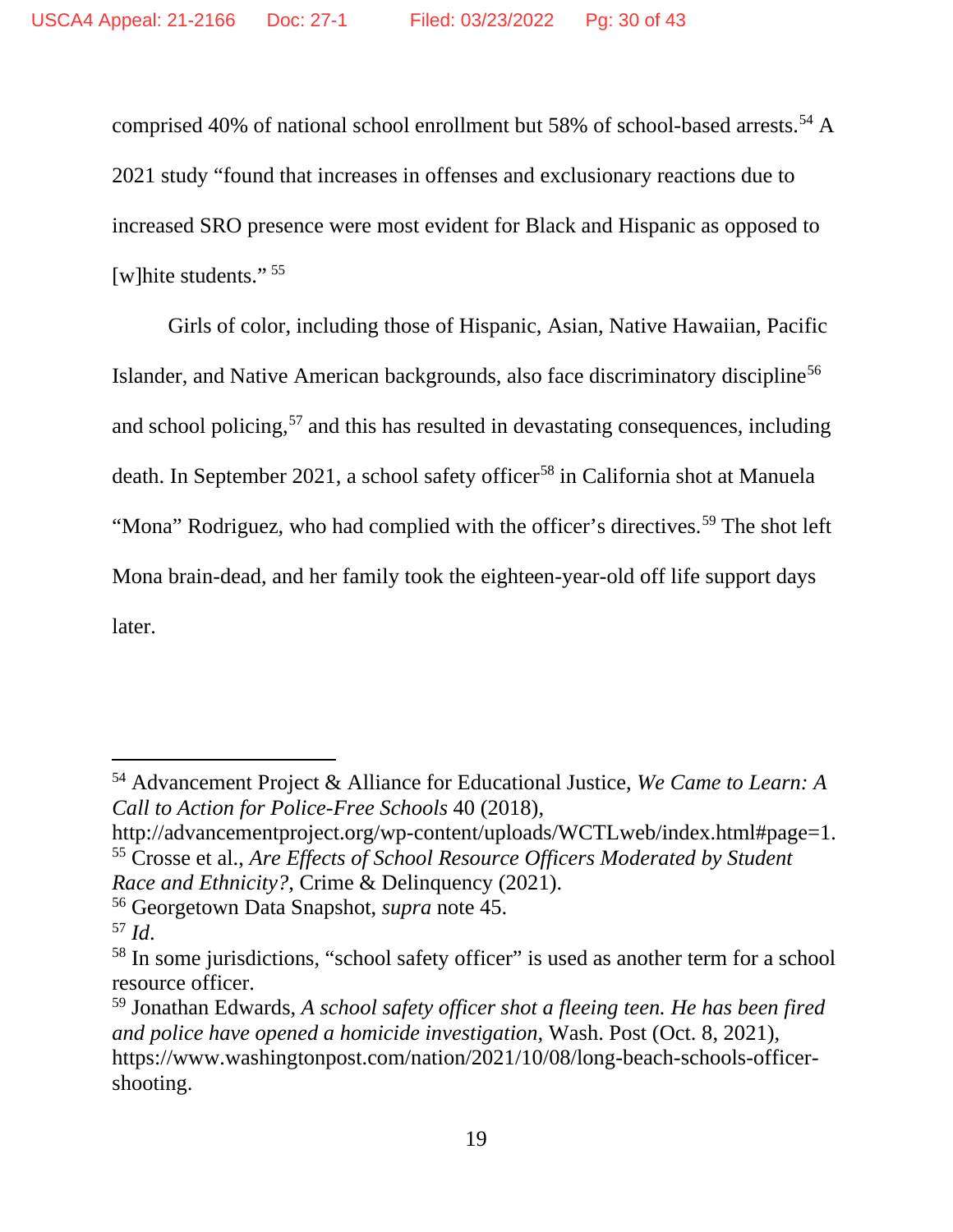comprised 40% of national school enrollment but 58% of school-based arrests.[54] A 2021 study "found that increases in offenses and exclusionary reactions due to increased SRO presence were most evident for Black and Hispanic as opposed to [w]hite students." [55]

Girls of color, including those of Hispanic, Asian, Native Hawaiian, Pacific Islander, and Native American backgrounds, also face discriminatory discipline[56] and school policing,[57] and this has resulted in devastating consequences, including death. In September 2021, a school safety officer[58] in California shot at Manuela "Mona" Rodriguez, who had complied with the officer's directives.[59] The shot left Mona brain-dead, and her family took the eighteen-year-old off life support days later.

---

[54] Advancement Project & Alliance for Educational Justice, *We Came to Learn: A Call to Action for Police-Free Schools* 40 (2018), http://advancementproject.org/wp-content/uploads/WCTLweb/index.html#page=1.

[55] Crosse et al., *Are Effects of School Resource Officers Moderated by Student Race and Ethnicity?*, Crime & Delinquency (2021).

[56] Georgetown Data Snapshot, *supra* note 45.

[57] *Id*.

[58] In some jurisdictions, "school safety officer" is used as another term for a school resource officer.

[59] Jonathan Edwards, *A school safety officer shot a fleeing teen. He has been fired and police have opened a homicide investigation,* Wash. Post (Oct. 8, 2021), https://www.washingtonpost.com/nation/2021/10/08/long-beach-schools-officer-shooting.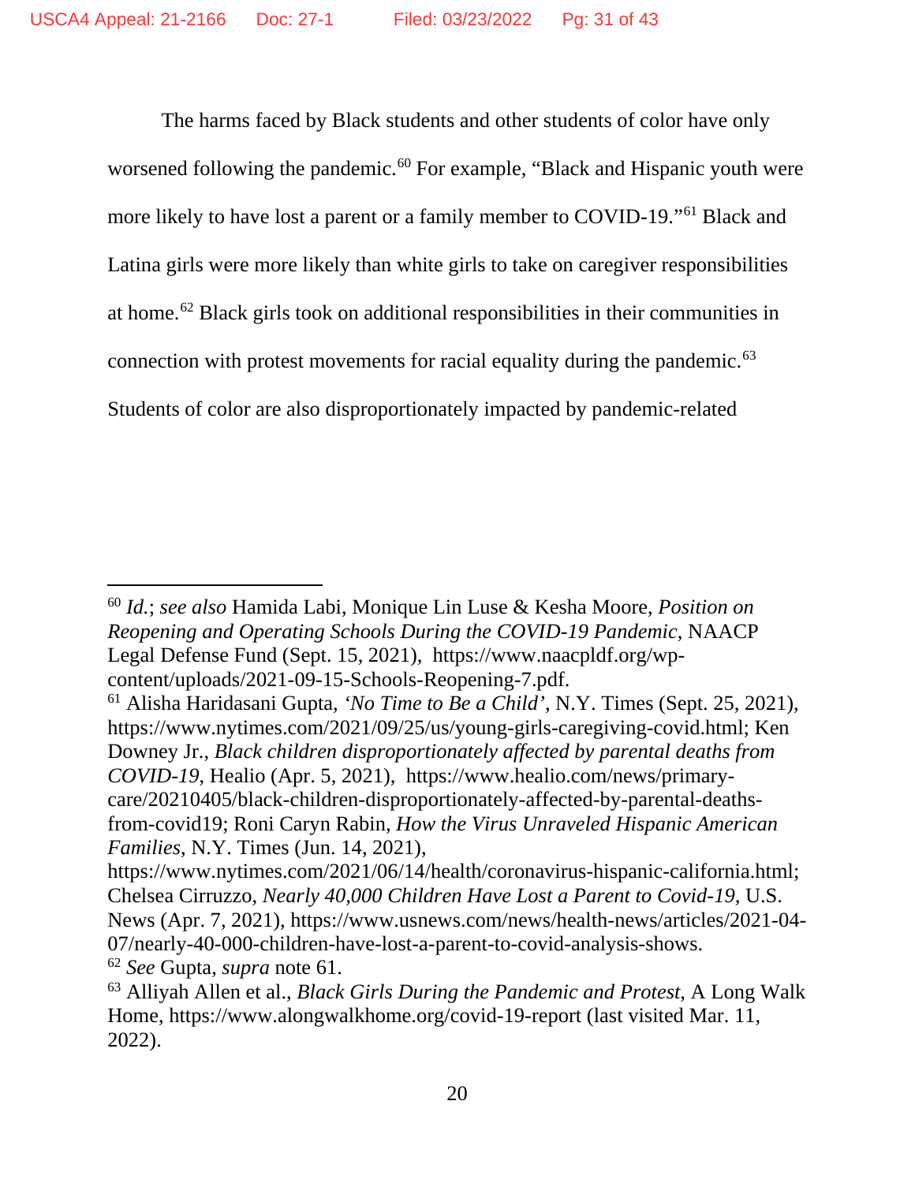The harms faced by Black students and other students of color have only worsened following the pandemic.[60] For example, "Black and Hispanic youth were more likely to have lost a parent or a family member to COVID-19."[61] Black and Latina girls were more likely than white girls to take on caregiver responsibilities at home.[62] Black girls took on additional responsibilities in their communities in connection with protest movements for racial equality during the pandemic.[63] Students of color are also disproportionately impacted by pandemic-related

---

[60] *Id.*; *see also* Hamida Labi, Monique Lin Luse & Kesha Moore, *Position on Reopening and Operating Schools During the COVID-19 Pandemic*, NAACP Legal Defense Fund (Sept. 15, 2021), https://www.naacpldf.org/wp-content/uploads/2021-09-15-Schools-Reopening-7.pdf.

[61] Alisha Haridasani Gupta, *'No Time to Be a Child'*, N.Y. Times (Sept. 25, 2021), https://www.nytimes.com/2021/09/25/us/young-girls-caregiving-covid.html; Ken Downey Jr., *Black children disproportionately affected by parental deaths from COVID-19*, Healio (Apr. 5, 2021), https://www.healio.com/news/primary-care/20210405/black-children-disproportionately-affected-by-parental-deaths-from-covid19; Roni Caryn Rabin, *How the Virus Unraveled Hispanic American Families*, N.Y. Times (Jun. 14, 2021), https://www.nytimes.com/2021/06/14/health/coronavirus-hispanic-california.html; Chelsea Cirruzzo, *Nearly 40,000 Children Have Lost a Parent to Covid-19*, U.S. News (Apr. 7, 2021), https://www.usnews.com/news/health-news/articles/2021-04-07/nearly-40-000-children-have-lost-a-parent-to-covid-analysis-shows.

[62] *See* Gupta, *supra* note 61.

[63] Alliyah Allen et al., *Black Girls During the Pandemic and Protest*, A Long Walk Home, https://www.alongwalkhome.org/covid-19-report (last visited Mar. 11, 2022).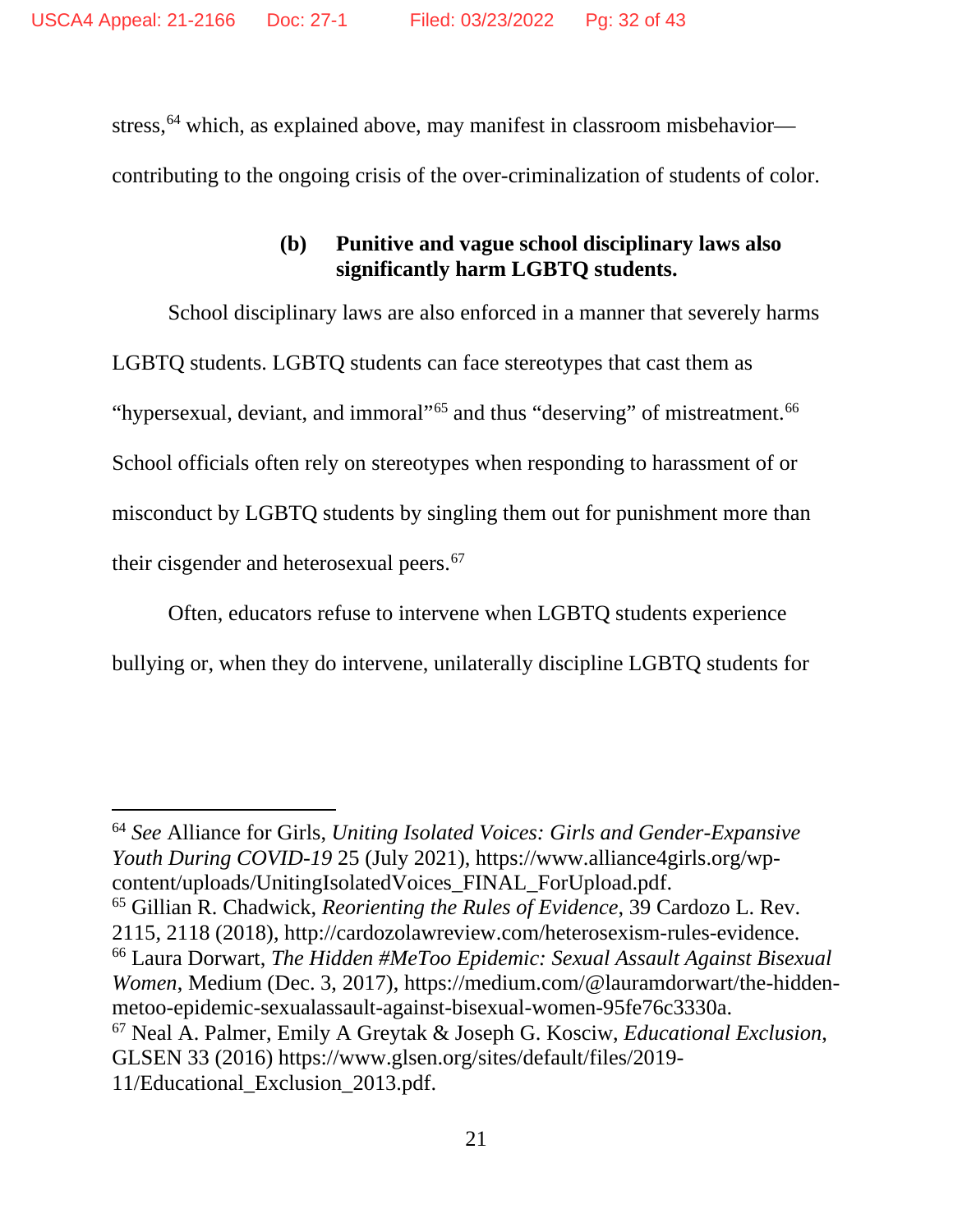stress,[64] which, as explained above, may manifest in classroom misbehavior—contributing to the ongoing crisis of the over-criminalization of students of color.

#### (b) Punitive and vague school disciplinary laws also significantly harm LGBTQ students.

School disciplinary laws are also enforced in a manner that severely harms LGBTQ students. LGBTQ students can face stereotypes that cast them as "hypersexual, deviant, and immoral"[65] and thus "deserving" of mistreatment.[66] School officials often rely on stereotypes when responding to harassment of or misconduct by LGBTQ students by singling them out for punishment more than their cisgender and heterosexual peers.[67]

Often, educators refuse to intervene when LGBTQ students experience bullying or, when they do intervene, unilaterally discipline LGBTQ students for

---

[64] *See* Alliance for Girls, *Uniting Isolated Voices: Girls and Gender-Expansive Youth During COVID-19* 25 (July 2021), https://www.alliance4girls.org/wp-content/uploads/UnitingIsolatedVoices_FINAL_ForUpload.pdf.

[65] Gillian R. Chadwick, *Reorienting the Rules of Evidence*, 39 Cardozo L. Rev. 2115, 2118 (2018), http://cardozolawreview.com/heterosexism-rules-evidence.

[66] Laura Dorwart, *The Hidden #MeToo Epidemic: Sexual Assault Against Bisexual Women*, Medium (Dec. 3, 2017), https://medium.com/@lauramdorwart/the-hidden-metoo-epidemic-sexualassault-against-bisexual-women-95fe76c3330a.

[67] Neal A. Palmer, Emily A Greytak & Joseph G. Kosciw, *Educational Exclusion*, GLSEN 33 (2016) https://www.glsen.org/sites/default/files/2019-11/Educational_Exclusion_2013.pdf.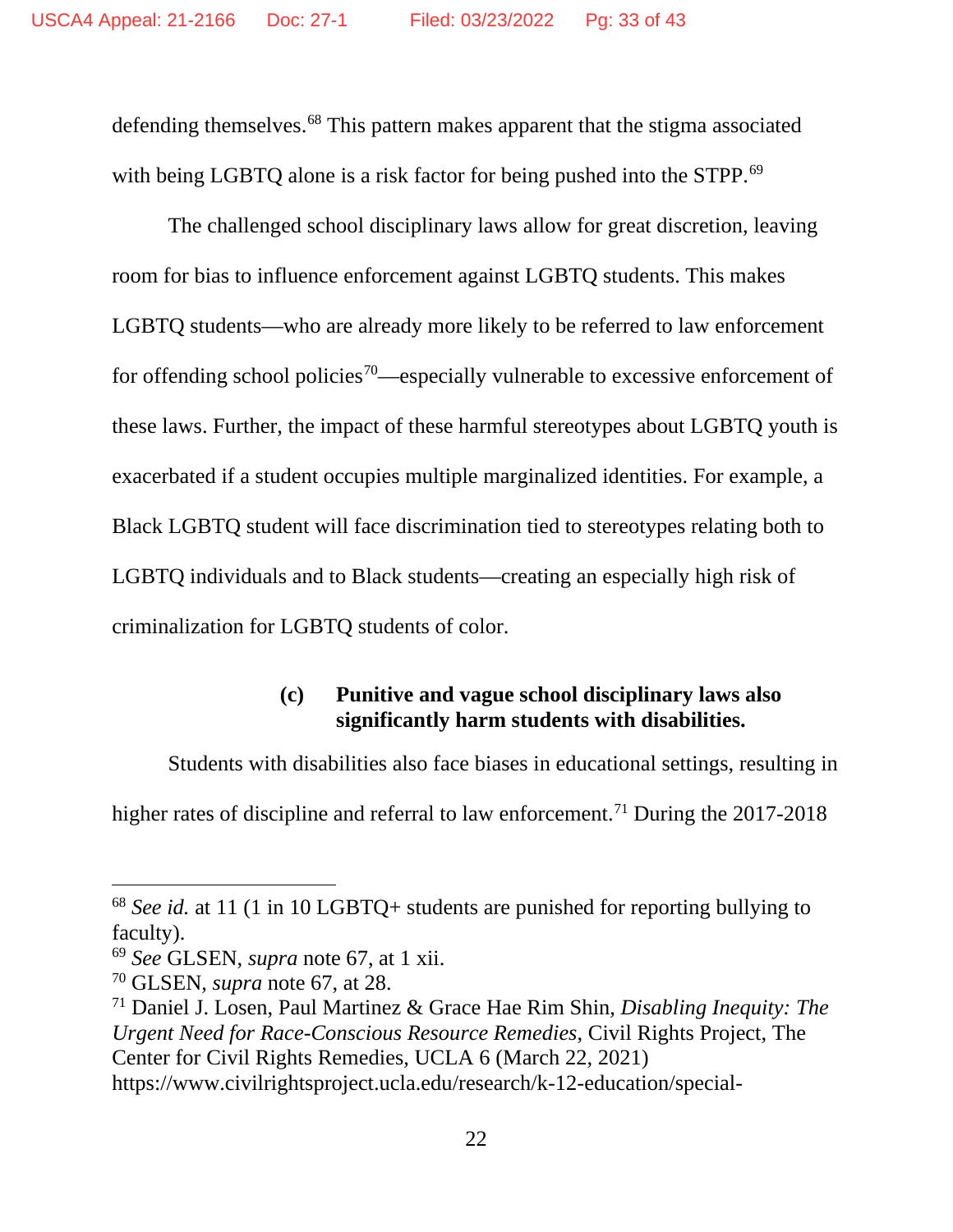defending themselves.[68] This pattern makes apparent that the stigma associated with being LGBTQ alone is a risk factor for being pushed into the STPP.[69]

The challenged school disciplinary laws allow for great discretion, leaving room for bias to influence enforcement against LGBTQ students. This makes LGBTQ students—who are already more likely to be referred to law enforcement for offending school policies[70]—especially vulnerable to excessive enforcement of these laws. Further, the impact of these harmful stereotypes about LGBTQ youth is exacerbated if a student occupies multiple marginalized identities. For example, a Black LGBTQ student will face discrimination tied to stereotypes relating both to LGBTQ individuals and to Black students—creating an especially high risk of criminalization for LGBTQ students of color.

**(c) Punitive and vague school disciplinary laws also significantly harm students with disabilities.**

Students with disabilities also face biases in educational settings, resulting in higher rates of discipline and referral to law enforcement.[71] During the 2017-2018

---

[68] *See id.* at 11 (1 in 10 LGBTQ+ students are punished for reporting bullying to faculty).

[69] *See* GLSEN, *supra* note 67, at 1 xii.

[70] GLSEN, *supra* note 67, at 28.

[71] Daniel J. Losen, Paul Martinez & Grace Hae Rim Shin, *Disabling Inequity: The Urgent Need for Race-Conscious Resource Remedies*, Civil Rights Project, The Center for Civil Rights Remedies, UCLA 6 (March 22, 2021) https://www.civilrightsproject.ucla.edu/research/k-12-education/special-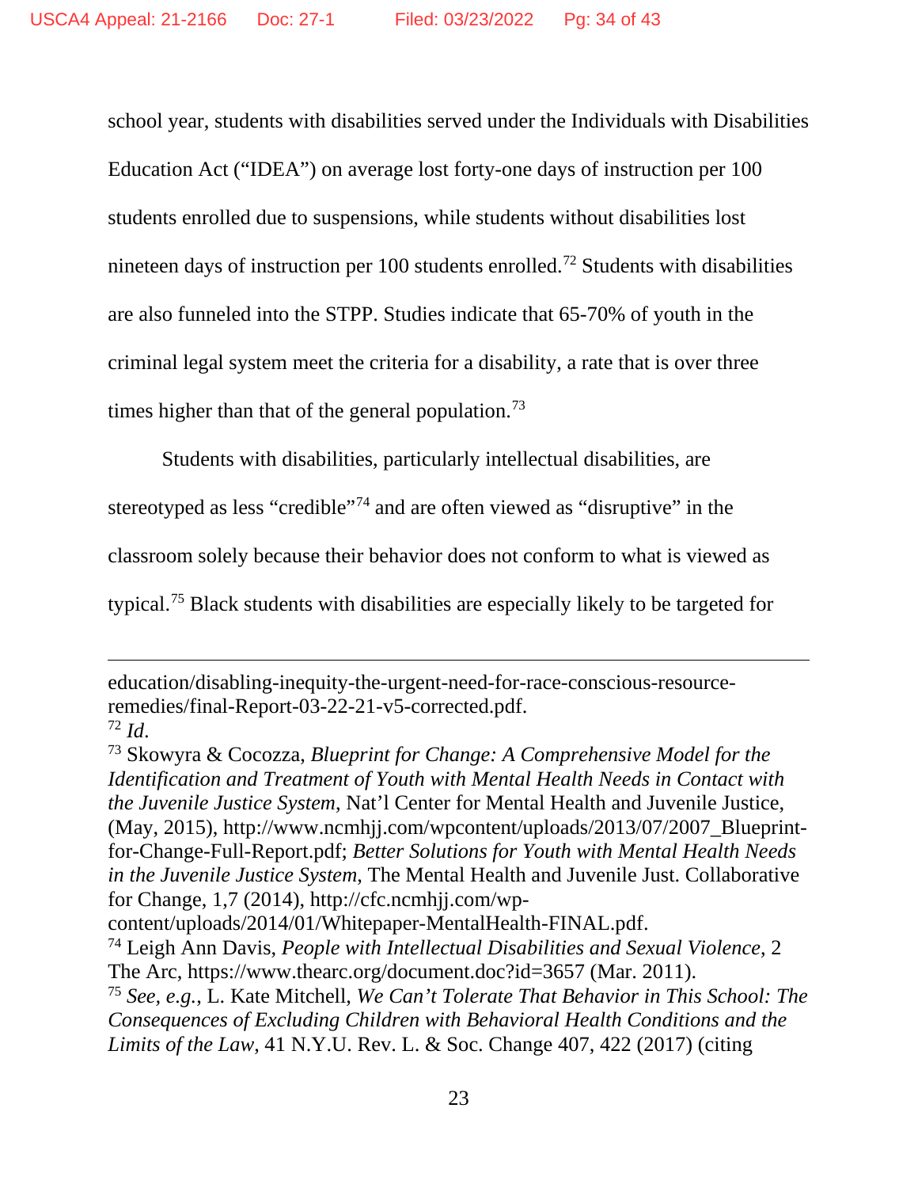school year, students with disabilities served under the Individuals with Disabilities Education Act ("IDEA") on average lost forty-one days of instruction per 100 students enrolled due to suspensions, while students without disabilities lost nineteen days of instruction per 100 students enrolled.[72] Students with disabilities are also funneled into the STPP. Studies indicate that 65-70% of youth in the criminal legal system meet the criteria for a disability, a rate that is over three times higher than that of the general population.[73]

Students with disabilities, particularly intellectual disabilities, are stereotyped as less "credible"[74] and are often viewed as "disruptive" in the classroom solely because their behavior does not conform to what is viewed as typical.[75] Black students with disabilities are especially likely to be targeted for

---

education/disabling-inequity-the-urgent-need-for-race-conscious-resource-remedies/final-Report-03-22-21-v5-corrected.pdf.

[72] *Id*.

[73] Skowyra & Cocozza, *Blueprint for Change: A Comprehensive Model for the Identification and Treatment of Youth with Mental Health Needs in Contact with the Juvenile Justice System*, Nat'l Center for Mental Health and Juvenile Justice, (May, 2015), http://www.ncmhjj.com/wpcontent/uploads/2013/07/2007_Blueprint-for-Change-Full-Report.pdf; *Better Solutions for Youth with Mental Health Needs in the Juvenile Justice System*, The Mental Health and Juvenile Just. Collaborative for Change, 1,7 (2014), http://cfc.ncmhjj.com/wp-content/uploads/2014/01/Whitepaper-MentalHealth-FINAL.pdf.

[74] Leigh Ann Davis, *People with Intellectual Disabilities and Sexual Violence*, 2 The Arc, https://www.thearc.org/document.doc?id=3657 (Mar. 2011).

[75] *See, e.g.*, L. Kate Mitchell, *We Can't Tolerate That Behavior in This School: The Consequences of Excluding Children with Behavioral Health Conditions and the Limits of the Law*, 41 N.Y.U. Rev. L. & Soc. Change 407, 422 (2017) (citing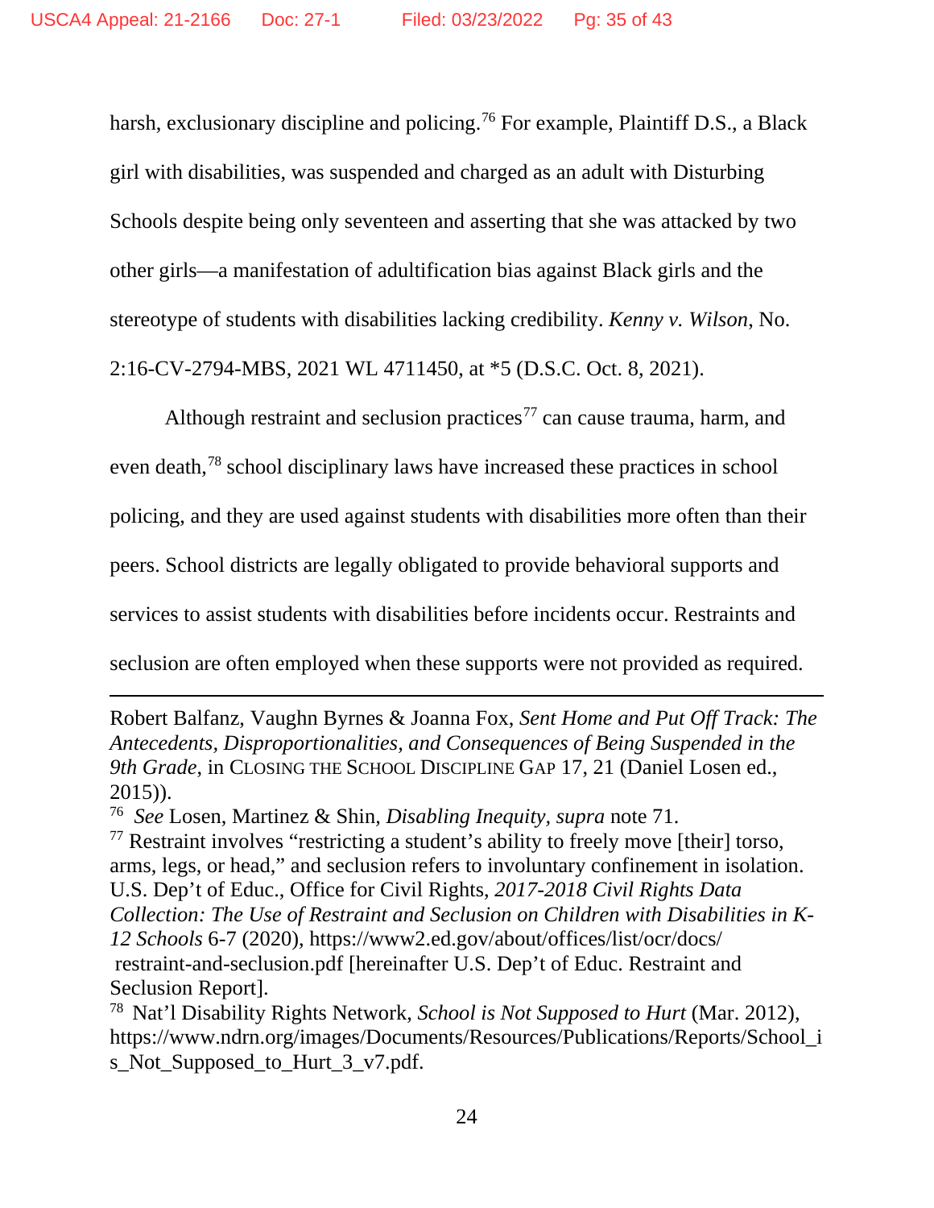harsh, exclusionary discipline and policing.[76] For example, Plaintiff D.S., a Black girl with disabilities, was suspended and charged as an adult with Disturbing Schools despite being only seventeen and asserting that she was attacked by two other girls—a manifestation of adultification bias against Black girls and the stereotype of students with disabilities lacking credibility. *Kenny v. Wilson*, No. 2:16-CV-2794-MBS, 2021 WL 4711450, at *5 (D.S.C. Oct. 8, 2021).

Although restraint and seclusion practices[77] can cause trauma, harm, and even death,[78] school disciplinary laws have increased these practices in school policing, and they are used against students with disabilities more often than their peers. School districts are legally obligated to provide behavioral supports and services to assist students with disabilities before incidents occur. Restraints and seclusion are often employed when these supports were not provided as required.

---

Robert Balfanz, Vaughn Byrnes & Joanna Fox, *Sent Home and Put Off Track: The Antecedents, Disproportionalities, and Consequences of Being Suspended in the 9th Grade*, in CLOSING THE SCHOOL DISCIPLINE GAP 17, 21 (Daniel Losen ed., 2015)).

[76] *See* Losen, Martinez & Shin, *Disabling Inequity, supra* note 71.

[77] Restraint involves "restricting a student's ability to freely move [their] torso, arms, legs, or head," and seclusion refers to involuntary confinement in isolation. U.S. Dep't of Educ., Office for Civil Rights, *2017-2018 Civil Rights Data Collection: The Use of Restraint and Seclusion on Children with Disabilities in K-12 Schools* 6-7 (2020), https://www2.ed.gov/about/offices/list/ocr/docs/restraint-and-seclusion.pdf [hereinafter U.S. Dep't of Educ. Restraint and Seclusion Report].

[78] Nat'l Disability Rights Network, *School is Not Supposed to Hurt* (Mar. 2012), https://www.ndrn.org/images/Documents/Resources/Publications/Reports/School_is_Not_Supposed_to_Hurt_3_v7.pdf.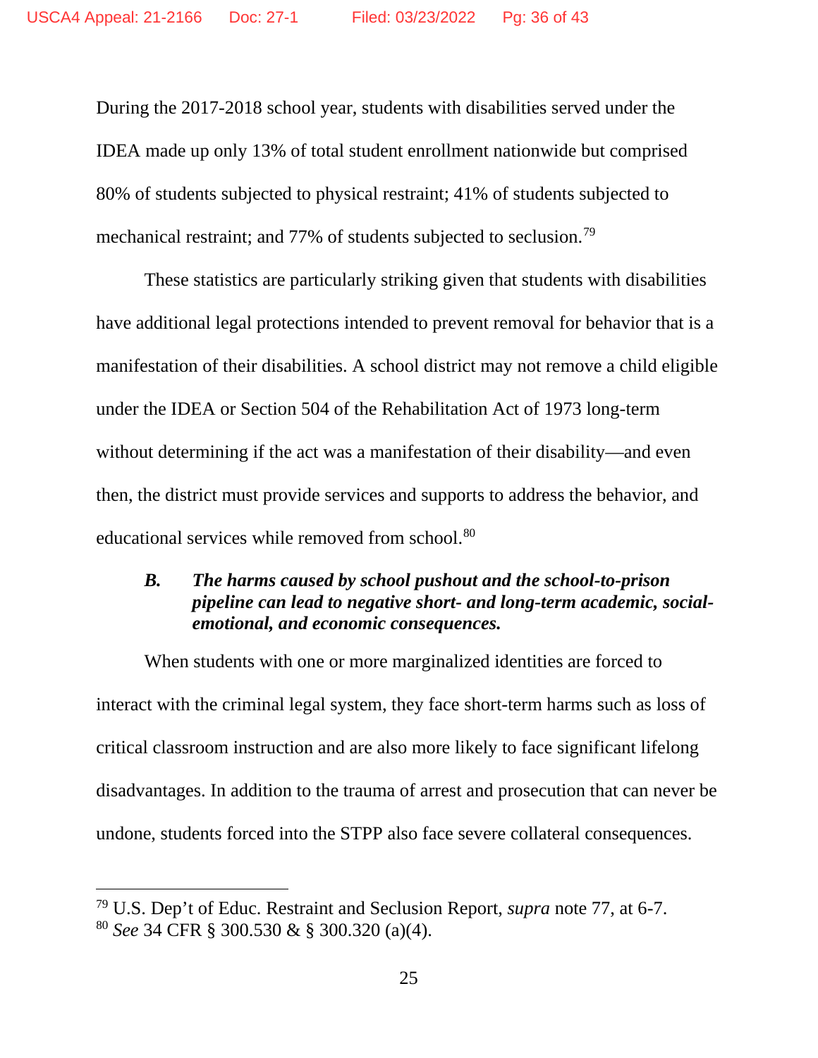During the 2017-2018 school year, students with disabilities served under the IDEA made up only 13% of total student enrollment nationwide but comprised 80% of students subjected to physical restraint; 41% of students subjected to mechanical restraint; and 77% of students subjected to seclusion.[79]

These statistics are particularly striking given that students with disabilities have additional legal protections intended to prevent removal for behavior that is a manifestation of their disabilities. A school district may not remove a child eligible under the IDEA or Section 504 of the Rehabilitation Act of 1973 long-term without determining if the act was a manifestation of their disability—and even then, the district must provide services and supports to address the behavior, and educational services while removed from school.[80]

### *B. The harms caused by school pushout and the school-to-prison pipeline can lead to negative short- and long-term academic, social-emotional, and economic consequences.*

When students with one or more marginalized identities are forced to interact with the criminal legal system, they face short-term harms such as loss of critical classroom instruction and are also more likely to face significant lifelong disadvantages. In addition to the trauma of arrest and prosecution that can never be undone, students forced into the STPP also face severe collateral consequences.

---

[79] U.S. Dep't of Educ. Restraint and Seclusion Report, *supra* note 77, at 6-7.

[80] *See* 34 CFR § 300.530 & § 300.320 (a)(4).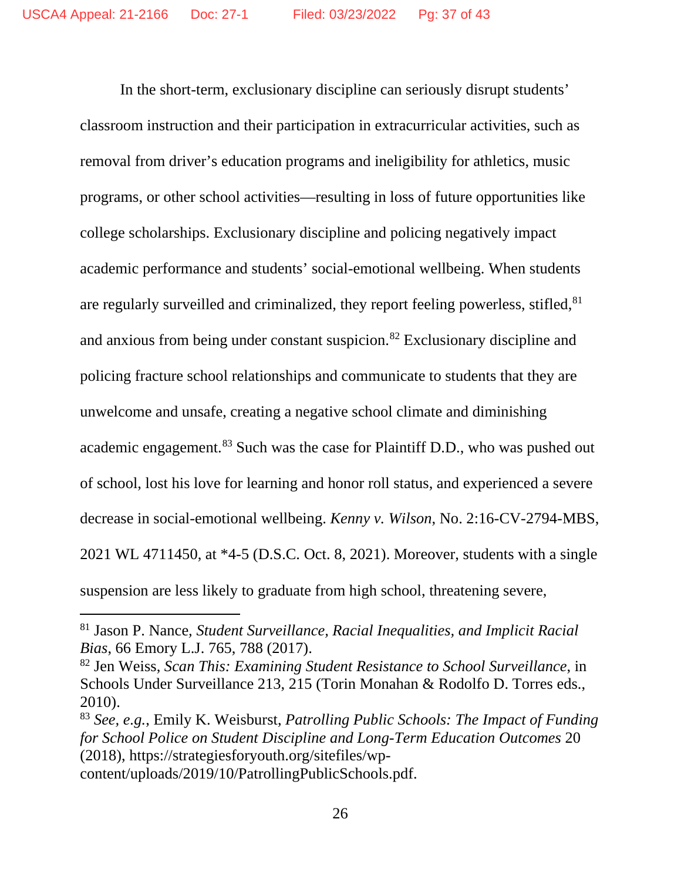In the short-term, exclusionary discipline can seriously disrupt students' classroom instruction and their participation in extracurricular activities, such as removal from driver's education programs and ineligibility for athletics, music programs, or other school activities—resulting in loss of future opportunities like college scholarships. Exclusionary discipline and policing negatively impact academic performance and students' social-emotional wellbeing. When students are regularly surveilled and criminalized, they report feeling powerless, stifled,[81] and anxious from being under constant suspicion.[82] Exclusionary discipline and policing fracture school relationships and communicate to students that they are unwelcome and unsafe, creating a negative school climate and diminishing academic engagement.[83] Such was the case for Plaintiff D.D., who was pushed out of school, lost his love for learning and honor roll status, and experienced a severe decrease in social-emotional wellbeing. *Kenny v. Wilson*, No. 2:16-CV-2794-MBS, 2021 WL 4711450, at *4-5 (D.S.C. Oct. 8, 2021). Moreover, students with a single suspension are less likely to graduate from high school, threatening severe,

---

[81] Jason P. Nance, *Student Surveillance, Racial Inequalities, and Implicit Racial Bias*, 66 Emory L.J. 765, 788 (2017).

[82] Jen Weiss, *Scan This: Examining Student Resistance to School Surveillance*, in Schools Under Surveillance 213, 215 (Torin Monahan & Rodolfo D. Torres eds., 2010).

[83] *See, e.g.*, Emily K. Weisburst, *Patrolling Public Schools: The Impact of Funding for School Police on Student Discipline and Long-Term Education Outcomes* 20 (2018), https://strategiesforyouth.org/sitefiles/wp-content/uploads/2019/10/PatrollingPublicSchools.pdf.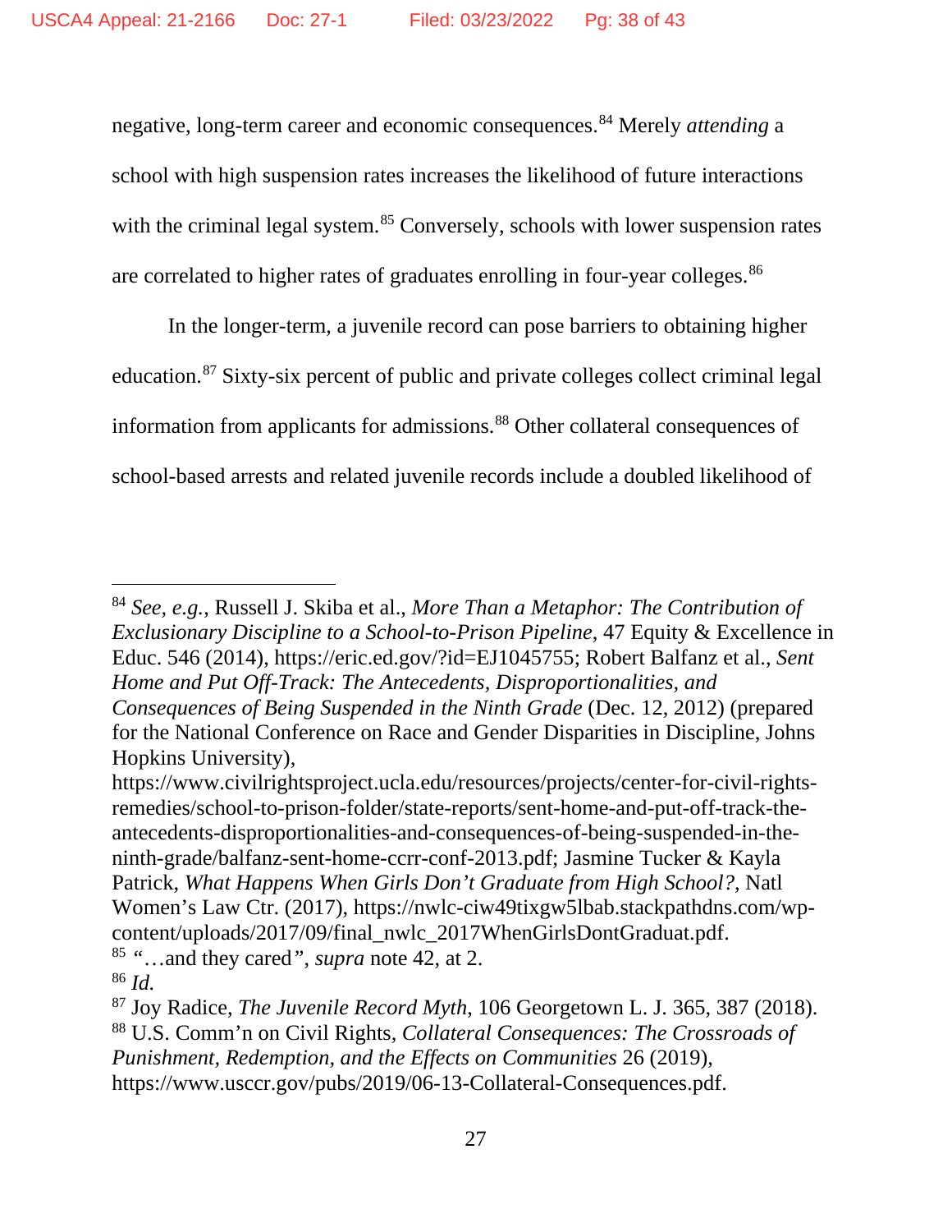negative, long-term career and economic consequences.[84] Merely *attending* a school with high suspension rates increases the likelihood of future interactions with the criminal legal system.[85] Conversely, schools with lower suspension rates are correlated to higher rates of graduates enrolling in four-year colleges.[86]

In the longer-term, a juvenile record can pose barriers to obtaining higher education.[87] Sixty-six percent of public and private colleges collect criminal legal information from applicants for admissions.[88] Other collateral consequences of school-based arrests and related juvenile records include a doubled likelihood of

---

[84] *See, e.g.*, Russell J. Skiba et al., *More Than a Metaphor: The Contribution of Exclusionary Discipline to a School-to-Prison Pipeline*, 47 Equity & Excellence in Educ. 546 (2014), https://eric.ed.gov/?id=EJ1045755; Robert Balfanz et al., *Sent Home and Put Off-Track: The Antecedents, Disproportionalities, and Consequences of Being Suspended in the Ninth Grade* (Dec. 12, 2012) (prepared for the National Conference on Race and Gender Disparities in Discipline, Johns Hopkins University), https://www.civilrightsproject.ucla.edu/resources/projects/center-for-civil-rights-remedies/school-to-prison-folder/state-reports/sent-home-and-put-off-track-the-antecedents-disproportionalities-and-consequences-of-being-suspended-in-the-ninth-grade/balfanz-sent-home-ccrr-conf-2013.pdf; Jasmine Tucker & Kayla Patrick, *What Happens When Girls Don't Graduate from High School?*, Natl Women's Law Ctr. (2017), https://nwlc-ciw49tixgw5lbab.stackpathdns.com/wp-content/uploads/2017/09/final_nwlc_2017WhenGirlsDontGraduat.pdf.

[85] "…and they cared", *supra* note 42, at 2.

[86] *Id.*

[87] Joy Radice, *The Juvenile Record Myth*, 106 Georgetown L. J. 365, 387 (2018).

[88] U.S. Comm'n on Civil Rights, *Collateral Consequences: The Crossroads of Punishment, Redemption, and the Effects on Communities* 26 (2019), https://www.usccr.gov/pubs/2019/06-13-Collateral-Consequences.pdf.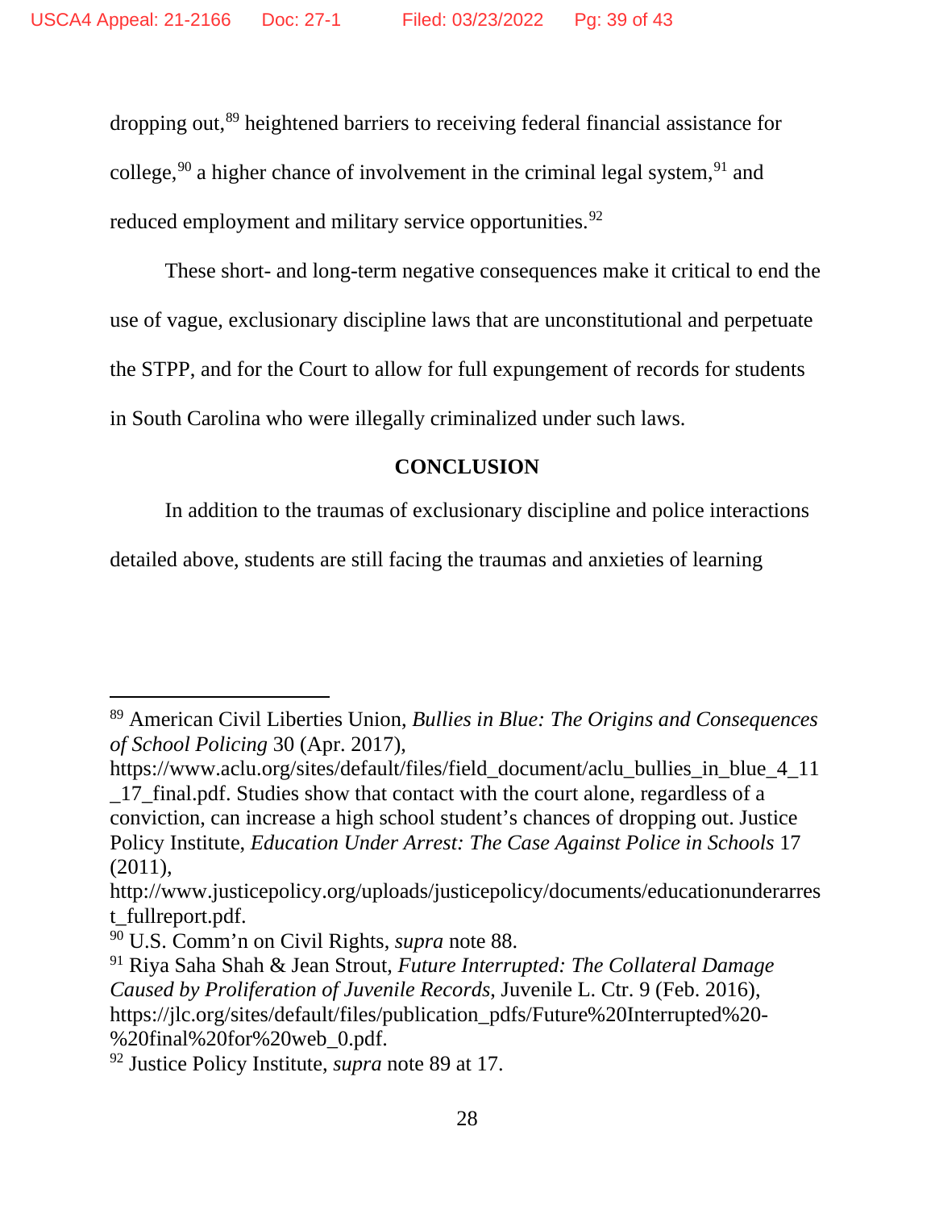dropping out,[89] heightened barriers to receiving federal financial assistance for college,[90] a higher chance of involvement in the criminal legal system,[91] and reduced employment and military service opportunities.[92]

These short- and long-term negative consequences make it critical to end the use of vague, exclusionary discipline laws that are unconstitutional and perpetuate the STPP, and for the Court to allow for full expungement of records for students in South Carolina who were illegally criminalized under such laws.

## CONCLUSION

In addition to the traumas of exclusionary discipline and police interactions detailed above, students are still facing the traumas and anxieties of learning

---

[89] American Civil Liberties Union, *Bullies in Blue: The Origins and Consequences of School Policing* 30 (Apr. 2017), https://www.aclu.org/sites/default/files/field_document/aclu_bullies_in_blue_4_11_17_final.pdf. Studies show that contact with the court alone, regardless of a conviction, can increase a high school student's chances of dropping out. Justice Policy Institute, *Education Under Arrest: The Case Against Police in Schools* 17 (2011), http://www.justicepolicy.org/uploads/justicepolicy/documents/educationunderarrest_fullreport.pdf.

[90] U.S. Comm'n on Civil Rights, *supra* note 88.

[91] Riya Saha Shah & Jean Strout, *Future Interrupted: The Collateral Damage Caused by Proliferation of Juvenile Records*, Juvenile L. Ctr. 9 (Feb. 2016), https://jlc.org/sites/default/files/publication_pdfs/Future%20Interrupted%20-%20final%20for%20web_0.pdf.

[92] Justice Policy Institute, *supra* note 89 at 17.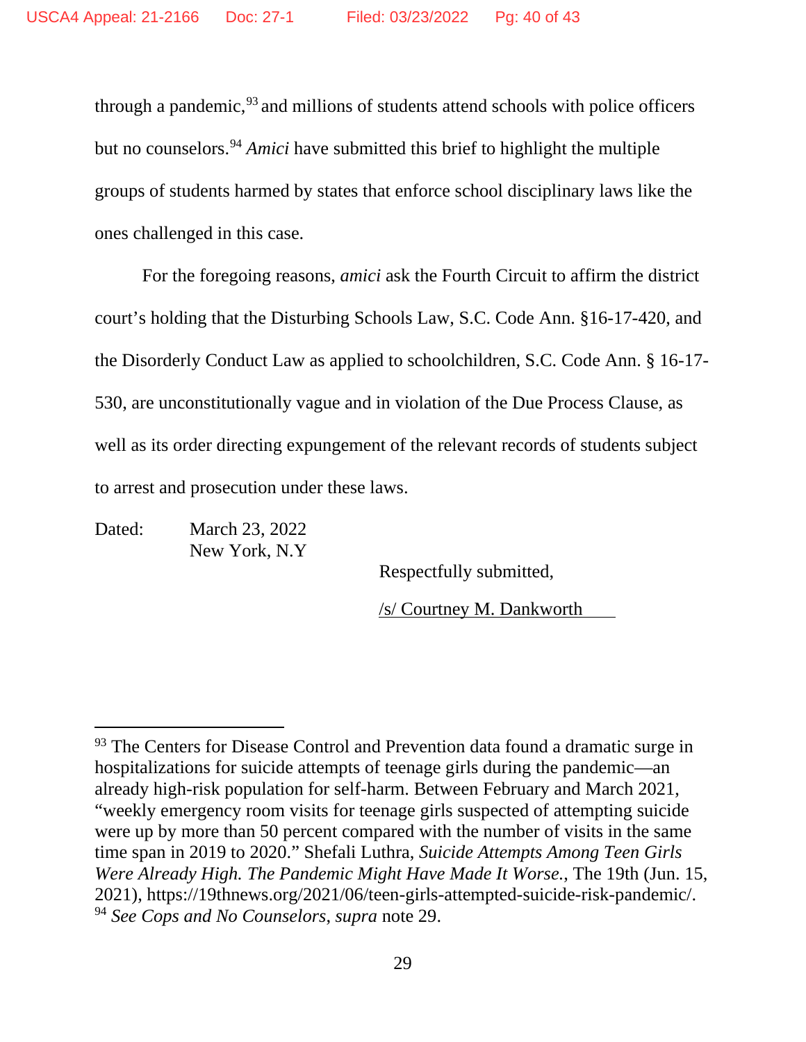through a pandemic,[93] and millions of students attend schools with police officers but no counselors.[94] *Amici* have submitted this brief to highlight the multiple groups of students harmed by states that enforce school disciplinary laws like the ones challenged in this case.

For the foregoing reasons, *amici* ask the Fourth Circuit to affirm the district court's holding that the Disturbing Schools Law, S.C. Code Ann. §16-17-420, and the Disorderly Conduct Law as applied to schoolchildren, S.C. Code Ann. § 16-17-530, are unconstitutionally vague and in violation of the Due Process Clause, as well as its order directing expungement of the relevant records of students subject to arrest and prosecution under these laws.

Dated: March 23, 2022
New York, N.Y

Respectfully submitted,

/s/ Courtney M. Dankworth

---

[93] The Centers for Disease Control and Prevention data found a dramatic surge in hospitalizations for suicide attempts of teenage girls during the pandemic—an already high-risk population for self-harm. Between February and March 2021, "weekly emergency room visits for teenage girls suspected of attempting suicide were up by more than 50 percent compared with the number of visits in the same time span in 2019 to 2020." Shefali Luthra, *Suicide Attempts Among Teen Girls Were Already High. The Pandemic Might Have Made It Worse.*, The 19th (Jun. 15, 2021), https://19thnews.org/2021/06/teen-girls-attempted-suicide-risk-pandemic/.

[94] *See Cops and No Counselors*, *supra* note 29.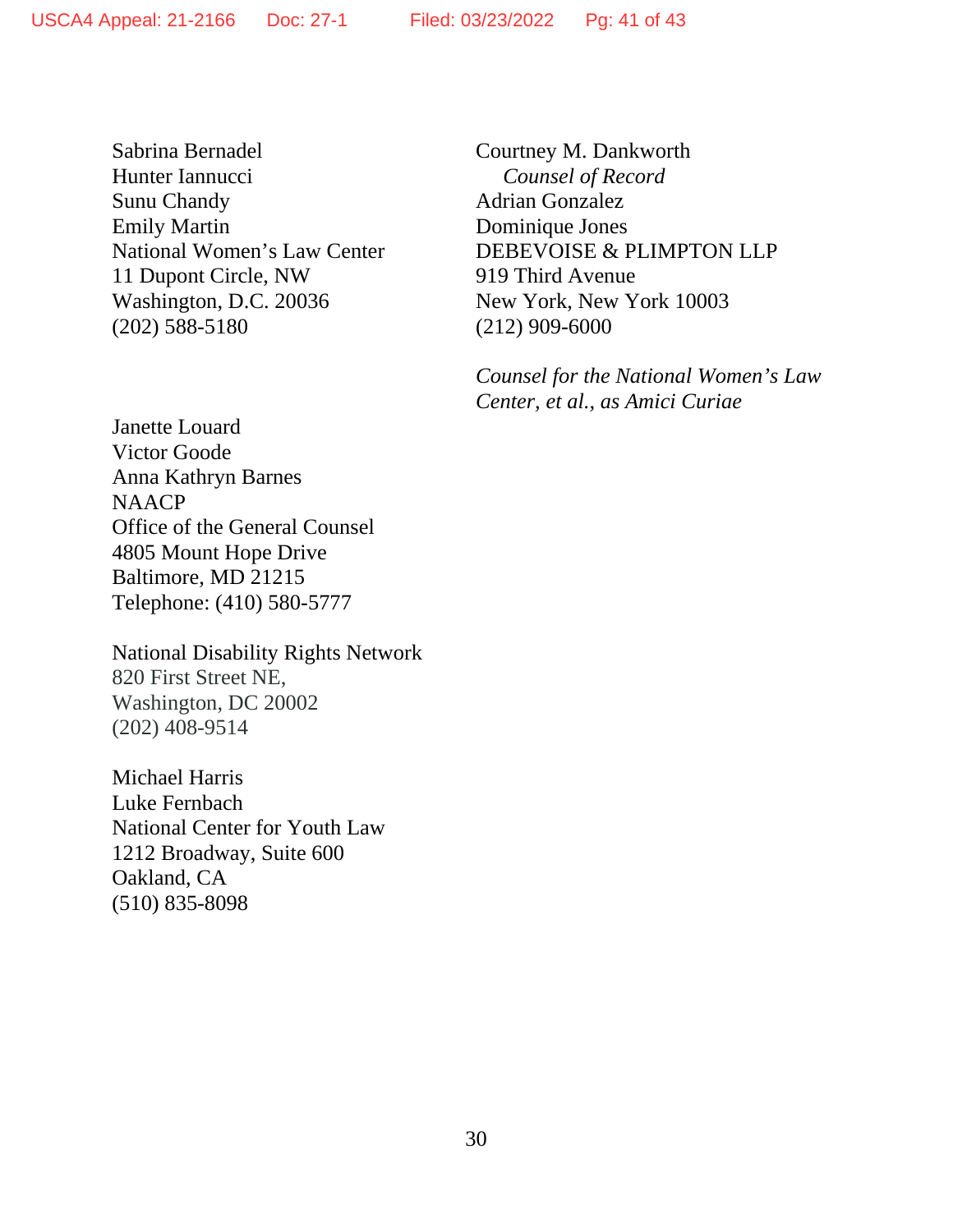Sabrina Bernadel
Hunter Iannucci
Sunu Chandy
Emily Martin
National Women's Law Center
11 Dupont Circle, NW
Washington, D.C. 20036
(202) 588-5180

Courtney M. Dankworth
*Counsel of Record*
Adrian Gonzalez
Dominique Jones
DEBEVOISE & PLIMPTON LLP
919 Third Avenue
New York, New York 10003
(212) 909-6000

*Counsel for the National Women's Law Center, et al., as Amici Curiae*

Janette Louard
Victor Goode
Anna Kathryn Barnes
NAACP
Office of the General Counsel
4805 Mount Hope Drive
Baltimore, MD 21215
Telephone: (410) 580-5777

National Disability Rights Network
820 First Street NE,
Washington, DC 20002
(202) 408-9514

Michael Harris
Luke Fernbach
National Center for Youth Law
1212 Broadway, Suite 600
Oakland, CA
(510) 835-8098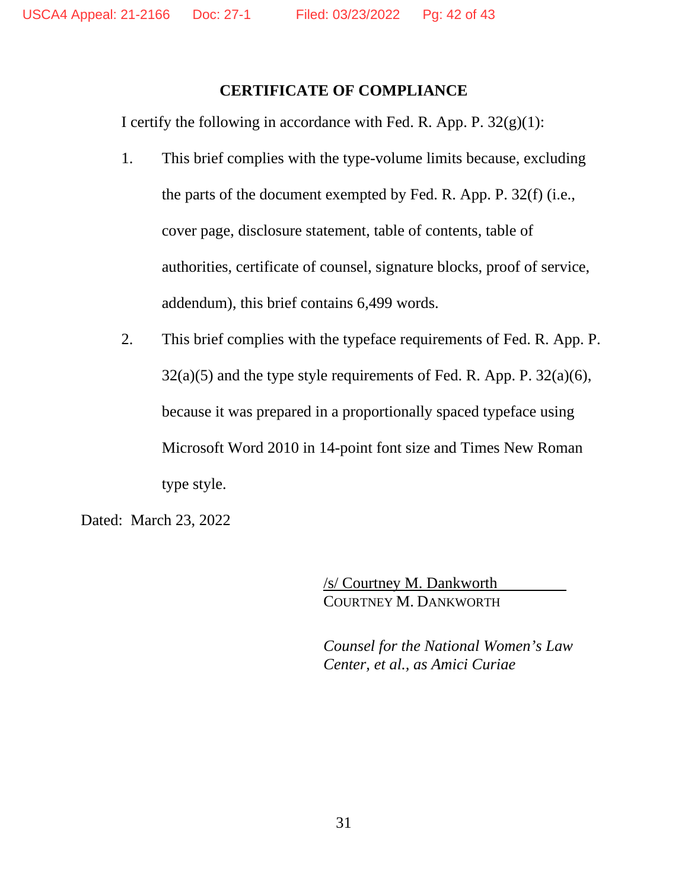## CERTIFICATE OF COMPLIANCE

I certify the following in accordance with Fed. R. App. P. 32(g)(1):

1. This brief complies with the type-volume limits because, excluding the parts of the document exempted by Fed. R. App. P. 32(f) (i.e., cover page, disclosure statement, table of contents, table of authorities, certificate of counsel, signature blocks, proof of service, addendum), this brief contains 6,499 words.

2. This brief complies with the typeface requirements of Fed. R. App. P. 32(a)(5) and the type style requirements of Fed. R. App. P. 32(a)(6), because it was prepared in a proportionally spaced typeface using Microsoft Word 2010 in 14-point font size and Times New Roman type style.

Dated: March 23, 2022

/s/ Courtney M. Dankworth
COURTNEY M. DANKWORTH

*Counsel for the National Women's Law Center, et al., as Amici Curiae*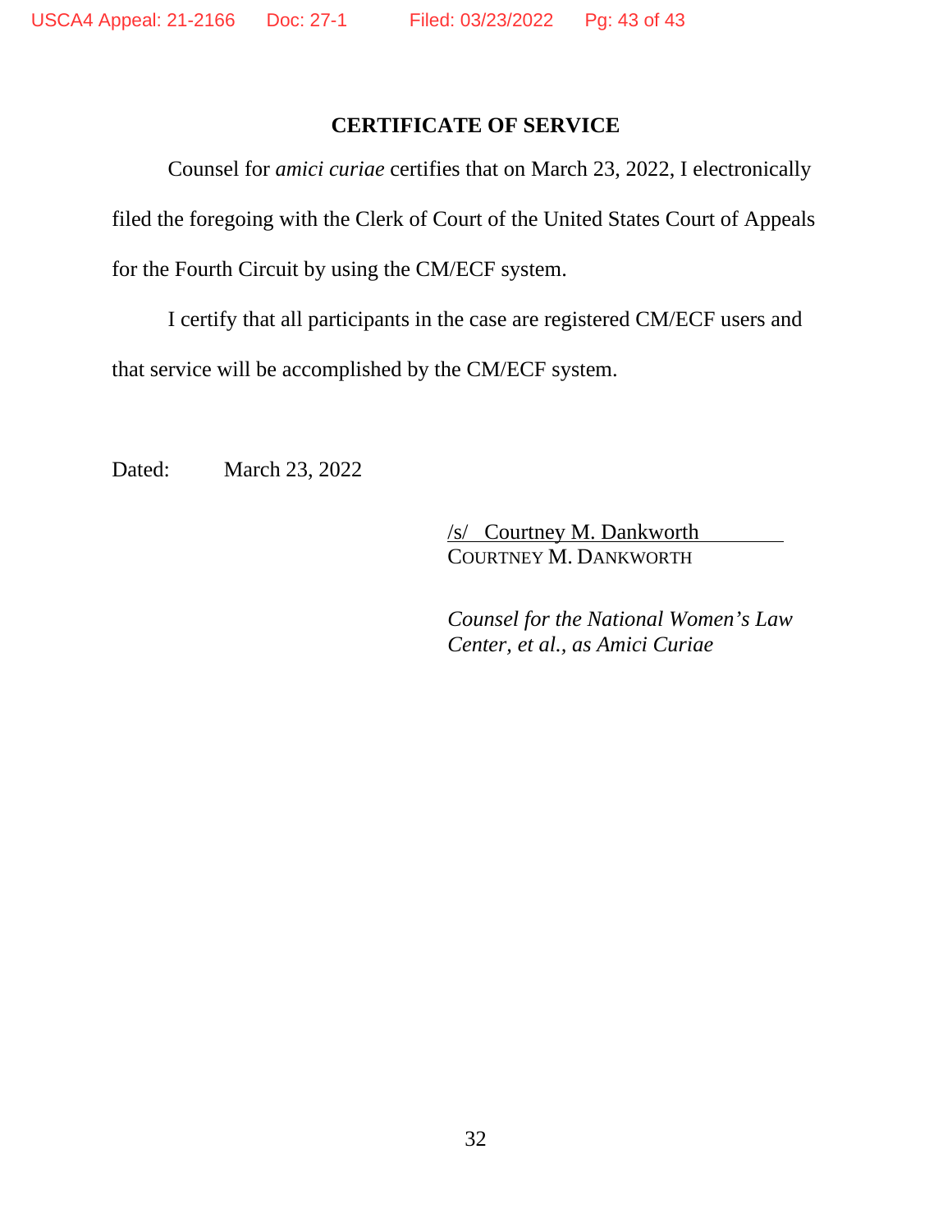## CERTIFICATE OF SERVICE

Counsel for *amici curiae* certifies that on March 23, 2022, I electronically filed the foregoing with the Clerk of Court of the United States Court of Appeals for the Fourth Circuit by using the CM/ECF system.

I certify that all participants in the case are registered CM/ECF users and that service will be accomplished by the CM/ECF system.

Dated: March 23, 2022

/s/ Courtney M. Dankworth
COURTNEY M. DANKWORTH

*Counsel for the National Women's Law Center, et al., as Amici Curiae*